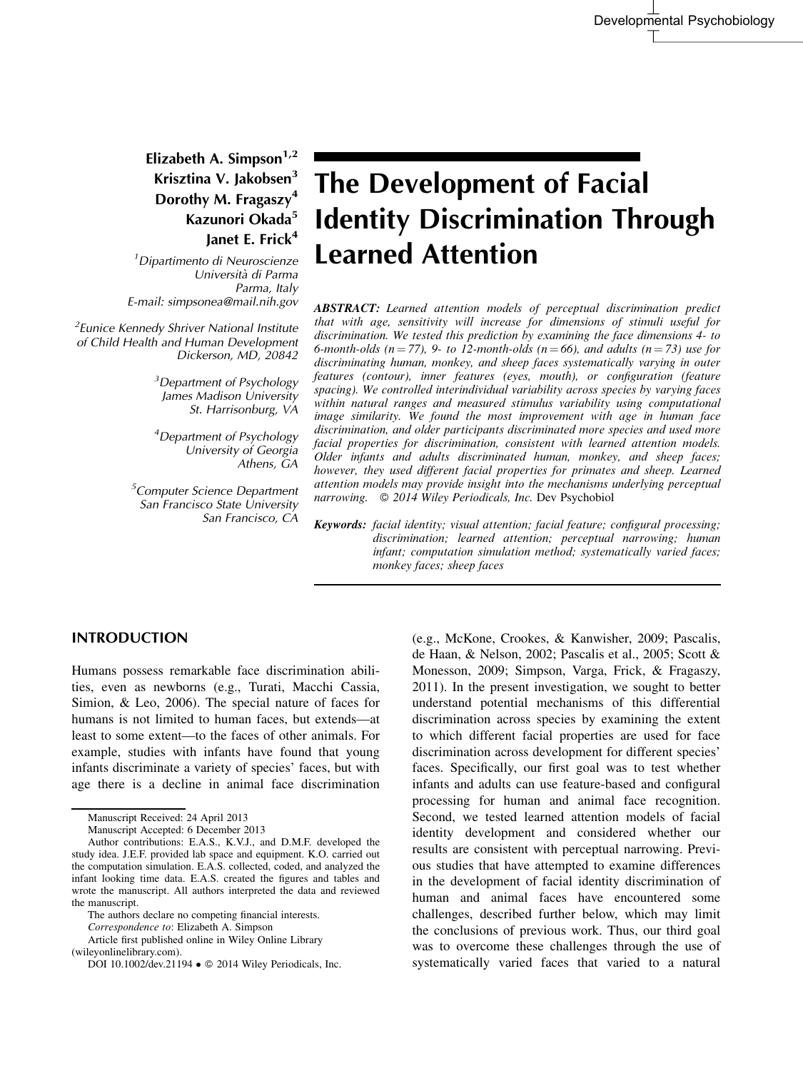# The Development of Facial Identity Discrimination Through Learned Attention

**Elizabeth A. Simpson[1,2]**
**Krisztina V. Jakobsen[3]**
**Dorothy M. Fragaszy[4]**
**Kazunori Okada[5]**
**Janet E. Frick[4]**

[1]*Dipartimento di Neuroscienze*
*Università di Parma*
*Parma, Italy*
*E-mail: simpsonea@mail.nih.gov*

[2]*Eunice Kennedy Shriver National Institute of Child Health and Human Development*
*Dickerson, MD, 20842*

[3]*Department of Psychology*
*James Madison University*
*St. Harrisonburg, VA*

[4]*Department of Psychology*
*University of Georgia*
*Athens, GA*

[5]*Computer Science Department*
*San Francisco State University*
*San Francisco, CA*

***ABSTRACT:*** *Learned attention models of perceptual discrimination predict that with age, sensitivity will increase for dimensions of stimuli useful for discrimination. We tested this prediction by examining the face dimensions 4- to 6-month-olds (n = 77), 9- to 12-month-olds (n = 66), and adults (n = 73) use for discriminating human, monkey, and sheep faces systematically varying in outer features (contour), inner features (eyes, mouth), or configuration (feature spacing). We controlled interindividual variability across species by varying faces within natural ranges and measured stimulus variability using computational image similarity. We found the most improvement with age in human face discrimination, and older participants discriminated more species and used more facial properties for discrimination, consistent with learned attention models. Older infants and adults discriminated human, monkey, and sheep faces; however, they used different facial properties for primates and sheep. Learned attention models may provide insight into the mechanisms underlying perceptual narrowing.* © *2014 Wiley Periodicals, Inc.* Dev Psychobiol

***Keywords:*** *facial identity; visual attention; facial feature; configural processing; discrimination; learned attention; perceptual narrowing; human infant; computation simulation method; systematically varied faces; monkey faces; sheep faces*

## INTRODUCTION

Humans possess remarkable face discrimination abilities, even as newborns (e.g., Turati, Macchi Cassia, Simion, & Leo, 2006). The special nature of faces for humans is not limited to human faces, but extends—at least to some extent—to the faces of other animals. For example, studies with infants have found that young infants discriminate a variety of species' faces, but with age there is a decline in animal face discrimination (e.g., McKone, Crookes, & Kanwisher, 2009; Pascalis, de Haan, & Nelson, 2002; Pascalis et al., 2005; Scott & Monesson, 2009; Simpson, Varga, Frick, & Fragaszy, 2011). In the present investigation, we sought to better understand potential mechanisms of this differential discrimination across species by examining the extent to which different facial properties are used for face discrimination across development for different species' faces. Specifically, our first goal was to test whether infants and adults can use feature-based and configural processing for human and animal face recognition. Second, we tested learned attention models of facial identity development and considered whether our results are consistent with perceptual narrowing. Previous studies that have attempted to examine differences in the development of facial identity discrimination of human and animal faces have encountered some challenges, described further below, which may limit the conclusions of previous work. Thus, our third goal was to overcome these challenges through the use of systematically varied faces that varied to a natural

Manuscript Received: 24 April 2013
Manuscript Accepted: 6 December 2013
Author contributions: E.A.S., K.V.J., and D.M.F. developed the study idea. J.E.F. provided lab space and equipment. K.O. carried out the computation simulation. E.A.S. collected, coded, and analyzed the infant looking time data. E.A.S. created the figures and tables and wrote the manuscript. All authors interpreted the data and reviewed the manuscript.
The authors declare no competing financial interests.
*Correspondence to*: Elizabeth A. Simpson
Article first published online in Wiley Online Library (wileyonlinelibrary.com).
DOI 10.1002/dev.21194 • © 2014 Wiley Periodicals, Inc.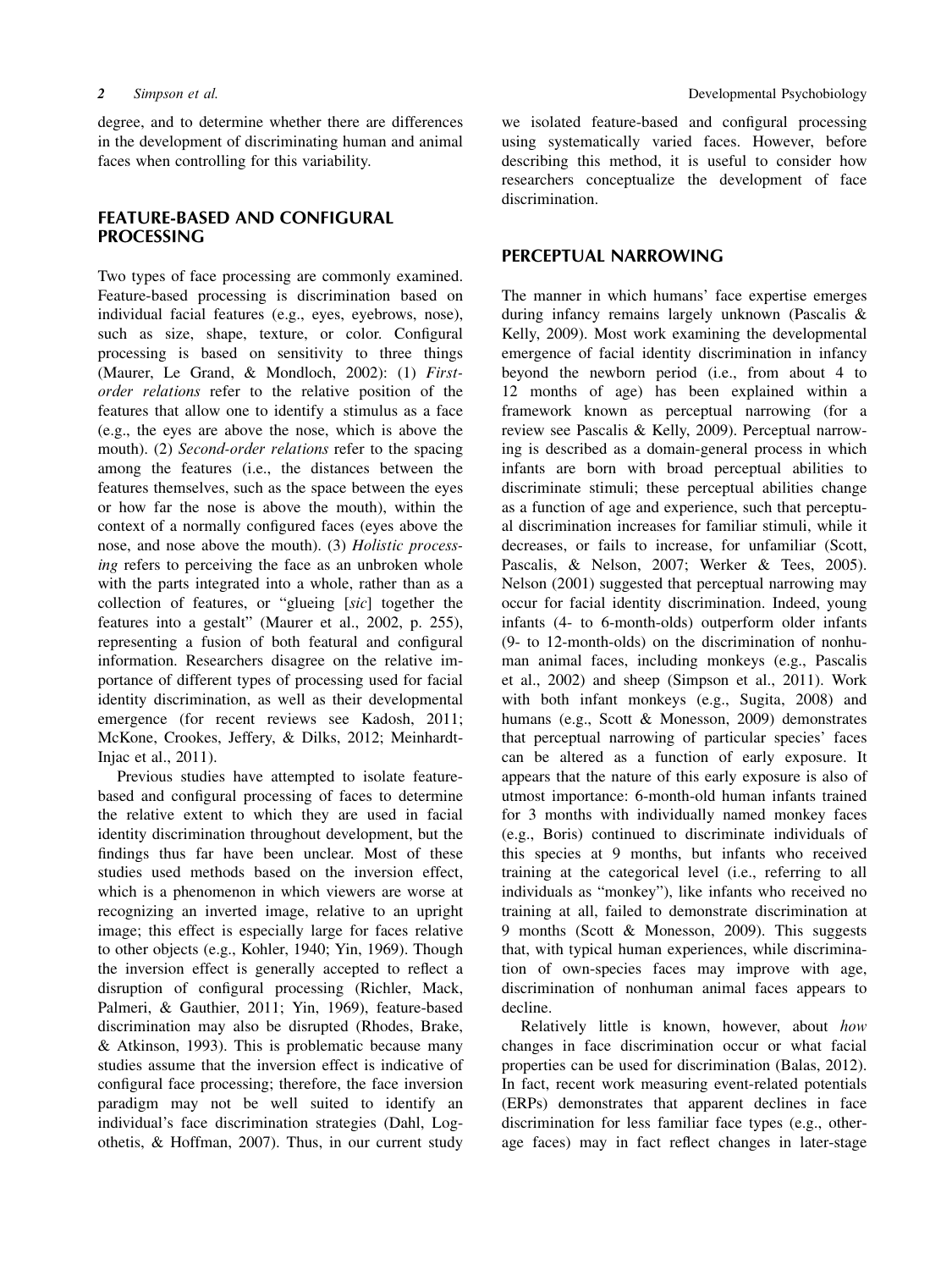degree, and to determine whether there are differences in the development of discriminating human and animal faces when controlling for this variability.

## FEATURE-BASED AND CONFIGURAL PROCESSING

Two types of face processing are commonly examined. Feature-based processing is discrimination based on individual facial features (e.g., eyes, eyebrows, nose), such as size, shape, texture, or color. Configural processing is based on sensitivity to three things (Maurer, Le Grand, & Mondloch, 2002): (1) *First-order relations* refer to the relative position of the features that allow one to identify a stimulus as a face (e.g., the eyes are above the nose, which is above the mouth). (2) *Second-order relations* refer to the spacing among the features (i.e., the distances between the features themselves, such as the space between the eyes or how far the nose is above the mouth), within the context of a normally configured faces (eyes above the nose, and nose above the mouth). (3) *Holistic processing* refers to perceiving the face as an unbroken whole with the parts integrated into a whole, rather than as a collection of features, or "glueing [*sic*] together the features into a gestalt" (Maurer et al., 2002, p. 255), representing a fusion of both featural and configural information. Researchers disagree on the relative importance of different types of processing used for facial identity discrimination, as well as their developmental emergence (for recent reviews see Kadosh, 2011; McKone, Crookes, Jeffery, & Dilks, 2012; Meinhardt-Injac et al., 2011).

Previous studies have attempted to isolate feature-based and configural processing of faces to determine the relative extent to which they are used in facial identity discrimination throughout development, but the findings thus far have been unclear. Most of these studies used methods based on the inversion effect, which is a phenomenon in which viewers are worse at recognizing an inverted image, relative to an upright image; this effect is especially large for faces relative to other objects (e.g., Kohler, 1940; Yin, 1969). Though the inversion effect is generally accepted to reflect a disruption of configural processing (Richler, Mack, Palmeri, & Gauthier, 2011; Yin, 1969), feature-based discrimination may also be disrupted (Rhodes, Brake, & Atkinson, 1993). This is problematic because many studies assume that the inversion effect is indicative of configural face processing; therefore, the face inversion paradigm may not be well suited to identify an individual's face discrimination strategies (Dahl, Logothetis, & Hoffman, 2007). Thus, in our current study we isolated feature-based and configural processing using systematically varied faces. However, before describing this method, it is useful to consider how researchers conceptualize the development of face discrimination.

## PERCEPTUAL NARROWING

The manner in which humans' face expertise emerges during infancy remains largely unknown (Pascalis & Kelly, 2009). Most work examining the developmental emergence of facial identity discrimination in infancy beyond the newborn period (i.e., from about 4 to 12 months of age) has been explained within a framework known as perceptual narrowing (for a review see Pascalis & Kelly, 2009). Perceptual narrowing is described as a domain-general process in which infants are born with broad perceptual abilities to discriminate stimuli; these perceptual abilities change as a function of age and experience, such that perceptual discrimination increases for familiar stimuli, while it decreases, or fails to increase, for unfamiliar (Scott, Pascalis, & Nelson, 2007; Werker & Tees, 2005). Nelson (2001) suggested that perceptual narrowing may occur for facial identity discrimination. Indeed, young infants (4- to 6-month-olds) outperform older infants (9- to 12-month-olds) on the discrimination of nonhuman animal faces, including monkeys (e.g., Pascalis et al., 2002) and sheep (Simpson et al., 2011). Work with both infant monkeys (e.g., Sugita, 2008) and humans (e.g., Scott & Monesson, 2009) demonstrates that perceptual narrowing of particular species' faces can be altered as a function of early exposure. It appears that the nature of this early exposure is also of utmost importance: 6-month-old human infants trained for 3 months with individually named monkey faces (e.g., Boris) continued to discriminate individuals of this species at 9 months, but infants who received training at the categorical level (i.e., referring to all individuals as "monkey"), like infants who received no training at all, failed to demonstrate discrimination at 9 months (Scott & Monesson, 2009). This suggests that, with typical human experiences, while discrimination of own-species faces may improve with age, discrimination of nonhuman animal faces appears to decline.

Relatively little is known, however, about *how* changes in face discrimination occur or what facial properties can be used for discrimination (Balas, 2012). In fact, recent work measuring event-related potentials (ERPs) demonstrates that apparent declines in face discrimination for less familiar face types (e.g., other-age faces) may in fact reflect changes in later-stage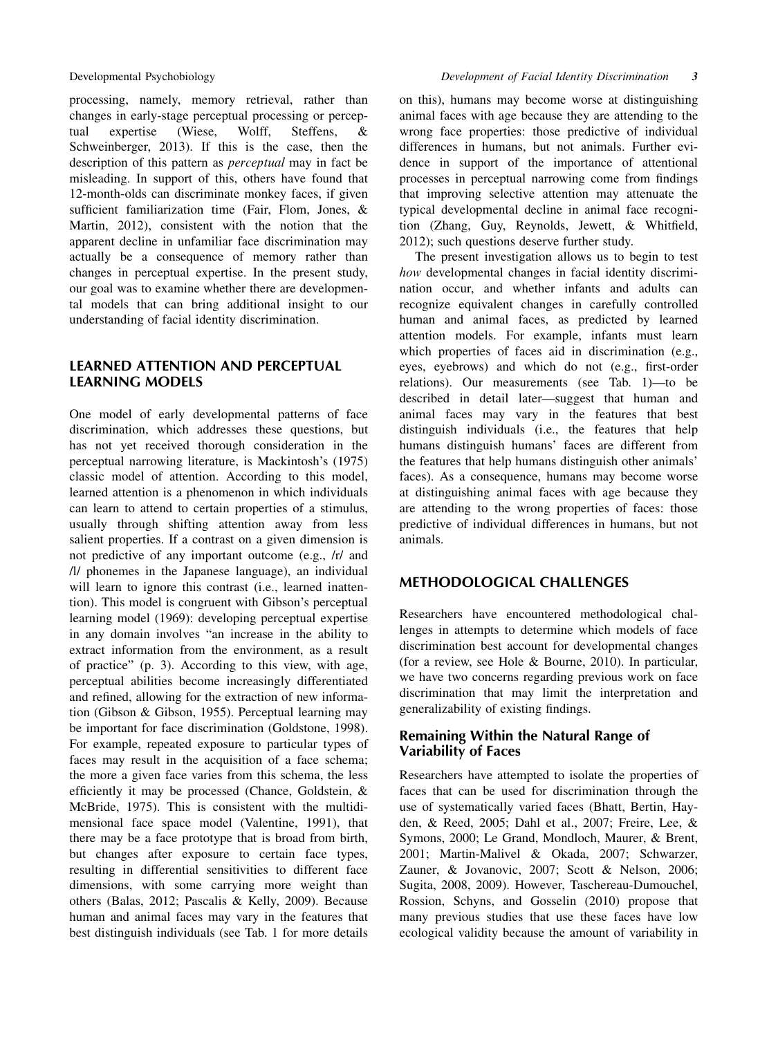processing, namely, memory retrieval, rather than changes in early-stage perceptual processing or perceptual expertise (Wiese, Wolff, Steffens, & Schweinberger, 2013). If this is the case, then the description of this pattern as *perceptual* may in fact be misleading. In support of this, others have found that 12-month-olds can discriminate monkey faces, if given sufficient familiarization time (Fair, Flom, Jones, & Martin, 2012), consistent with the notion that the apparent decline in unfamiliar face discrimination may actually be a consequence of memory rather than changes in perceptual expertise. In the present study, our goal was to examine whether there are developmental models that can bring additional insight to our understanding of facial identity discrimination.

## LEARNED ATTENTION AND PERCEPTUAL LEARNING MODELS

One model of early developmental patterns of face discrimination, which addresses these questions, but has not yet received thorough consideration in the perceptual narrowing literature, is Mackintosh's (1975) classic model of attention. According to this model, learned attention is a phenomenon in which individuals can learn to attend to certain properties of a stimulus, usually through shifting attention away from less salient properties. If a contrast on a given dimension is not predictive of any important outcome (e.g., /r/ and /l/ phonemes in the Japanese language), an individual will learn to ignore this contrast (i.e., learned inattention). This model is congruent with Gibson's perceptual learning model (1969): developing perceptual expertise in any domain involves "an increase in the ability to extract information from the environment, as a result of practice" (p. 3). According to this view, with age, perceptual abilities become increasingly differentiated and refined, allowing for the extraction of new information (Gibson & Gibson, 1955). Perceptual learning may be important for face discrimination (Goldstone, 1998). For example, repeated exposure to particular types of faces may result in the acquisition of a face schema; the more a given face varies from this schema, the less efficiently it may be processed (Chance, Goldstein, & McBride, 1975). This is consistent with the multidimensional face space model (Valentine, 1991), that there may be a face prototype that is broad from birth, but changes after exposure to certain face types, resulting in differential sensitivities to different face dimensions, with some carrying more weight than others (Balas, 2012; Pascalis & Kelly, 2009). Because human and animal faces may vary in the features that best distinguish individuals (see Tab. 1 for more details on this), humans may become worse at distinguishing animal faces with age because they are attending to the wrong face properties: those predictive of individual differences in humans, but not animals. Further evidence in support of the importance of attentional processes in perceptual narrowing come from findings that improving selective attention may attenuate the typical developmental decline in animal face recognition (Zhang, Guy, Reynolds, Jewett, & Whitfield, 2012); such questions deserve further study.

The present investigation allows us to begin to test *how* developmental changes in facial identity discrimination occur, and whether infants and adults can recognize equivalent changes in carefully controlled human and animal faces, as predicted by learned attention models. For example, infants must learn which properties of faces aid in discrimination (e.g., eyes, eyebrows) and which do not (e.g., first-order relations). Our measurements (see Tab. 1)—to be described in detail later—suggest that human and animal faces may vary in the features that best distinguish individuals (i.e., the features that help humans distinguish humans' faces are different from the features that help humans distinguish other animals' faces). As a consequence, humans may become worse at distinguishing animal faces with age because they are attending to the wrong properties of faces: those predictive of individual differences in humans, but not animals.

## METHODOLOGICAL CHALLENGES

Researchers have encountered methodological challenges in attempts to determine which models of face discrimination best account for developmental changes (for a review, see Hole & Bourne, 2010). In particular, we have two concerns regarding previous work on face discrimination that may limit the interpretation and generalizability of existing findings.

### Remaining Within the Natural Range of Variability of Faces

Researchers have attempted to isolate the properties of faces that can be used for discrimination through the use of systematically varied faces (Bhatt, Bertin, Hayden, & Reed, 2005; Dahl et al., 2007; Freire, Lee, & Symons, 2000; Le Grand, Mondloch, Maurer, & Brent, 2001; Martin-Malivel & Okada, 2007; Schwarzer, Zauner, & Jovanovic, 2007; Scott & Nelson, 2006; Sugita, 2008, 2009). However, Taschereau-Dumouchel, Rossion, Schyns, and Gosselin (2010) propose that many previous studies that use these faces have low ecological validity because the amount of variability in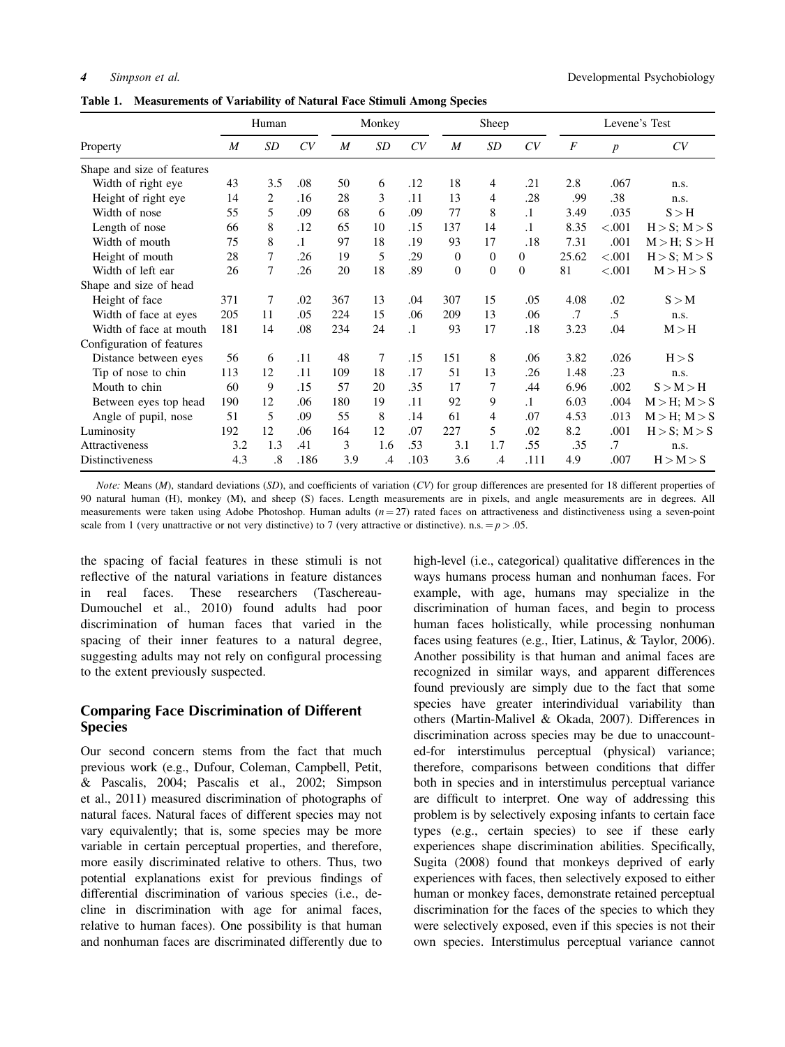**Table 1. Measurements of Variability of Natural Face Stimuli Among Species**

| | Human | | | Monkey | | | Sheep | | | Levene's Test | | |
|---|---|---|---|---|---|---|---|---|---|---|---|---|
| Property | *M* | *SD* | *CV* | *M* | *SD* | *CV* | *M* | *SD* | *CV* | *F* | *p* | *CV* |
| Shape and size of features | | | | | | | | | | | | |
| Width of right eye | 43 | 3.5 | .08 | 50 | 6 | .12 | 18 | 4 | .21 | 2.8 | .067 | n.s. |
| Height of right eye | 14 | 2 | .16 | 28 | 3 | .11 | 13 | 4 | .28 | .99 | .38 | n.s. |
| Width of nose | 55 | 5 | .09 | 68 | 6 | .09 | 77 | 8 | .1 | 3.49 | .035 | S > H |
| Length of nose | 66 | 8 | .12 | 65 | 10 | .15 | 137 | 14 | .1 | 8.35 | <.001 | H > S; M > S |
| Width of mouth | 75 | 8 | .1 | 97 | 18 | .19 | 93 | 17 | .18 | 7.31 | .001 | M > H; S > H |
| Height of mouth | 28 | 7 | .26 | 19 | 5 | .29 | 0 | 0 | 0 | 25.62 | <.001 | H > S; M > S |
| Width of left ear | 26 | 7 | .26 | 20 | 18 | .89 | 0 | 0 | 0 | 81 | <.001 | M > H > S |
| Shape and size of head | | | | | | | | | | | | |
| Height of face | 371 | 7 | .02 | 367 | 13 | .04 | 307 | 15 | .05 | 4.08 | .02 | S > M |
| Width of face at eyes | 205 | 11 | .05 | 224 | 15 | .06 | 209 | 13 | .06 | .7 | .5 | n.s. |
| Width of face at mouth | 181 | 14 | .08 | 234 | 24 | .1 | 93 | 17 | .18 | 3.23 | .04 | M > H |
| Configuration of features | | | | | | | | | | | | |
| Distance between eyes | 56 | 6 | .11 | 48 | 7 | .15 | 151 | 8 | .06 | 3.82 | .026 | H > S |
| Tip of nose to chin | 113 | 12 | .11 | 109 | 18 | .17 | 51 | 13 | .26 | 1.48 | .23 | n.s. |
| Mouth to chin | 60 | 9 | .15 | 57 | 20 | .35 | 17 | 7 | .44 | 6.96 | .002 | S > M > H |
| Between eyes top head | 190 | 12 | .06 | 180 | 19 | .11 | 92 | 9 | .1 | 6.03 | .004 | M > H; M > S |
| Angle of pupil, nose | 51 | 5 | .09 | 55 | 8 | .14 | 61 | 4 | .07 | 4.53 | .013 | M > H; M > S |
| Luminosity | 192 | 12 | .06 | 164 | 12 | .07 | 227 | 5 | .02 | 8.2 | .001 | H > S; M > S |
| Attractiveness | 3.2 | 1.3 | .41 | 3 | 1.6 | .53 | 3.1 | 1.7 | .55 | .35 | .7 | n.s. |
| Distinctiveness | 4.3 | .8 | .186 | 3.9 | .4 | .103 | 3.6 | .4 | .111 | 4.9 | .007 | H > M > S |

*Note:* Means (*M*), standard deviations (*SD*), and coefficients of variation (*CV*) for group differences are presented for 18 different properties of 90 natural human (H), monkey (M), and sheep (S) faces. Length measurements are in pixels, and angle measurements are in degrees. All measurements were taken using Adobe Photoshop. Human adults ($n = 27$) rated faces on attractiveness and distinctiveness using a seven-point scale from 1 (very unattractive or not very distinctive) to 7 (very attractive or distinctive). n.s. = $p > .05$.

the spacing of facial features in these stimuli is not reflective of the natural variations in feature distances in real faces. These researchers (Taschereau-Dumouchel et al., 2010) found adults had poor discrimination of human faces that varied in the spacing of their inner features to a natural degree, suggesting adults may not rely on configural processing to the extent previously suspected.

## Comparing Face Discrimination of Different Species

Our second concern stems from the fact that much previous work (e.g., Dufour, Coleman, Campbell, Petit, & Pascalis, 2004; Pascalis et al., 2002; Simpson et al., 2011) measured discrimination of photographs of natural faces. Natural faces of different species may not vary equivalently; that is, some species may be more variable in certain perceptual properties, and therefore, more easily discriminated relative to others. Thus, two potential explanations exist for previous findings of differential discrimination of various species (i.e., decline in discrimination with age for animal faces, relative to human faces). One possibility is that human and nonhuman faces are discriminated differently due to high-level (i.e., categorical) qualitative differences in the ways humans process human and nonhuman faces. For example, with age, humans may specialize in the discrimination of human faces, and begin to process human faces holistically, while processing nonhuman faces using features (e.g., Itier, Latinus, & Taylor, 2006). Another possibility is that human and animal faces are recognized in similar ways, and apparent differences found previously are simply due to the fact that some species have greater interindividual variability than others (Martin-Malivel & Okada, 2007). Differences in discrimination across species may be due to unaccounted-for interstimulus perceptual (physical) variance; therefore, comparisons between conditions that differ both in species and in interstimulus perceptual variance are difficult to interpret. One way of addressing this problem is by selectively exposing infants to certain face types (e.g., certain species) to see if these early experiences shape discrimination abilities. Specifically, Sugita (2008) found that monkeys deprived of early experiences with faces, then selectively exposed to either human or monkey faces, demonstrate retained perceptual discrimination for the faces of the species to which they were selectively exposed, even if this species is not their own species. Interstimulus perceptual variance cannot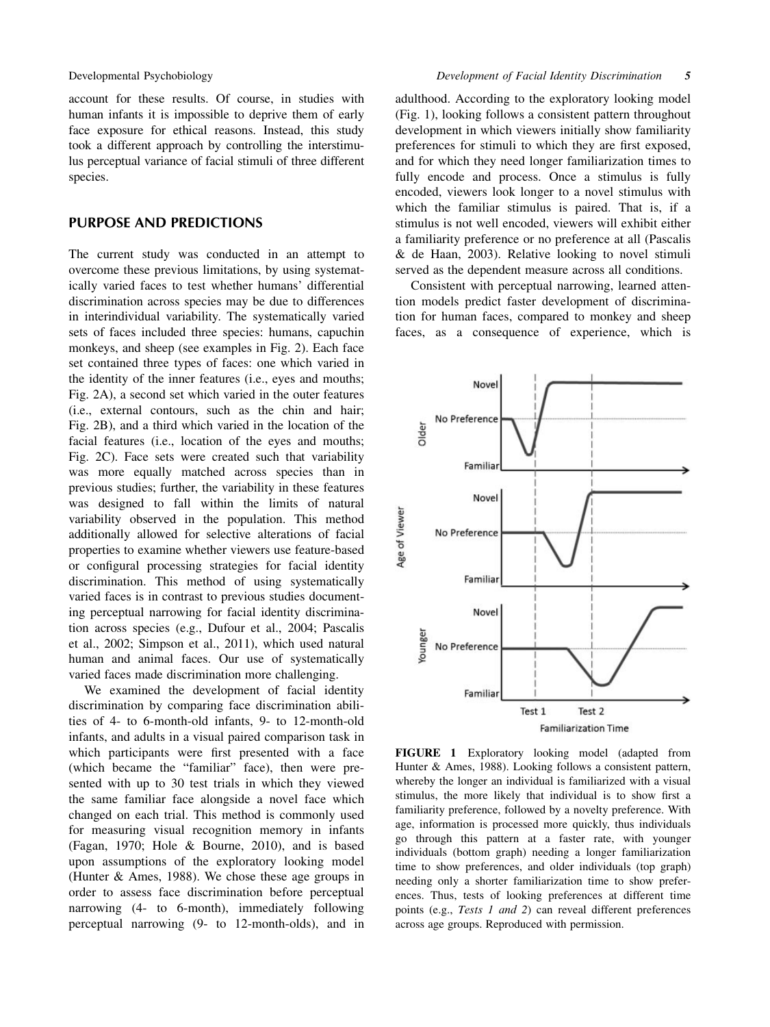account for these results. Of course, in studies with human infants it is impossible to deprive them of early face exposure for ethical reasons. Instead, this study took a different approach by controlling the interstimulus perceptual variance of facial stimuli of three different species.

## PURPOSE AND PREDICTIONS

The current study was conducted in an attempt to overcome these previous limitations, by using systematically varied faces to test whether humans' differential discrimination across species may be due to differences in interindividual variability. The systematically varied sets of faces included three species: humans, capuchin monkeys, and sheep (see examples in Fig. 2). Each face set contained three types of faces: one which varied in the identity of the inner features (i.e., eyes and mouths; Fig. 2A), a second set which varied in the outer features (i.e., external contours, such as the chin and hair; Fig. 2B), and a third which varied in the location of the facial features (i.e., location of the eyes and mouths; Fig. 2C). Face sets were created such that variability was more equally matched across species than in previous studies; further, the variability in these features was designed to fall within the limits of natural variability observed in the population. This method additionally allowed for selective alterations of facial properties to examine whether viewers use feature-based or configural processing strategies for facial identity discrimination. This method of using systematically varied faces is in contrast to previous studies documenting perceptual narrowing for facial identity discrimination across species (e.g., Dufour et al., 2004; Pascalis et al., 2002; Simpson et al., 2011), which used natural human and animal faces. Our use of systematically varied faces made discrimination more challenging.

We examined the development of facial identity discrimination by comparing face discrimination abilities of 4- to 6-month-old infants, 9- to 12-month-old infants, and adults in a visual paired comparison task in which participants were first presented with a face (which became the "familiar" face), then were presented with up to 30 test trials in which they viewed the same familiar face alongside a novel face which changed on each trial. This method is commonly used for measuring visual recognition memory in infants (Fagan, 1970; Hole & Bourne, 2010), and is based upon assumptions of the exploratory looking model (Hunter & Ames, 1988). We chose these age groups in order to assess face discrimination before perceptual narrowing (4- to 6-month), immediately following perceptual narrowing (9- to 12-month-olds), and in adulthood. According to the exploratory looking model (Fig. 1), looking follows a consistent pattern throughout development in which viewers initially show familiarity preferences for stimuli to which they are first exposed, and for which they need longer familiarization times to fully encode and process. Once a stimulus is fully encoded, viewers look longer to a novel stimulus with which the familiar stimulus is paired. That is, if a stimulus is not well encoded, viewers will exhibit either a familiarity preference or no preference at all (Pascalis & de Haan, 2003). Relative looking to novel stimuli served as the dependent measure across all conditions.

Consistent with perceptual narrowing, learned attention models predict faster development of discrimination for human faces, compared to monkey and sheep faces, as a consequence of experience, which is

**FIGURE 1** Exploratory looking model (adapted from Hunter & Ames, 1988). Looking follows a consistent pattern, whereby the longer an individual is familiarized with a visual stimulus, the more likely that individual is to show first a familiarity preference, followed by a novelty preference. With age, information is processed more quickly, thus individuals go through this pattern at a faster rate, with younger individuals (bottom graph) needing a longer familiarization time to show preferences, and older individuals (top graph) needing only a shorter familiarization time to show preferences. Thus, tests of looking preferences at different time points (e.g., *Tests 1 and 2*) can reveal different preferences across age groups. Reproduced with permission.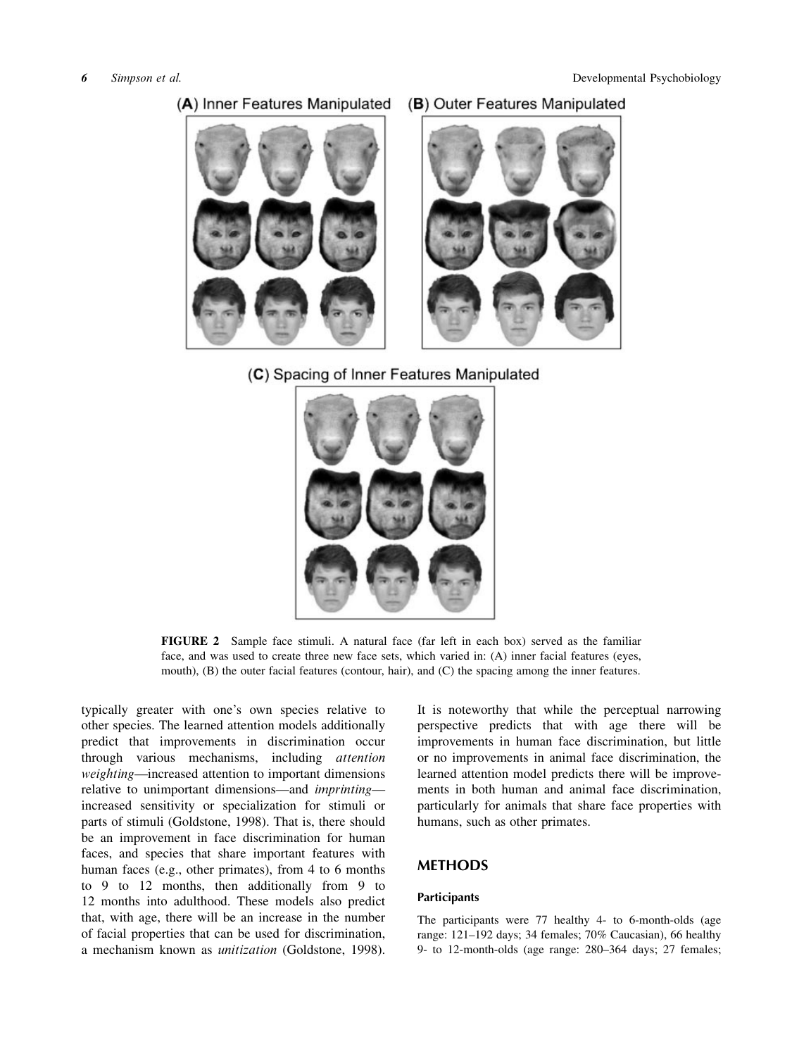(A) Inner Features Manipulated (B) Outer Features Manipulated

(C) Spacing of Inner Features Manipulated

**FIGURE 2** Sample face stimuli. A natural face (far left in each box) served as the familiar face, and was used to create three new face sets, which varied in: (A) inner facial features (eyes, mouth), (B) the outer facial features (contour, hair), and (C) the spacing among the inner features.

typically greater with one's own species relative to other species. The learned attention models additionally predict that improvements in discrimination occur through various mechanisms, including *attention weighting*—increased attention to important dimensions relative to unimportant dimensions—and *imprinting*—increased sensitivity or specialization for stimuli or parts of stimuli (Goldstone, 1998). That is, there should be an improvement in face discrimination for human faces, and species that share important features with human faces (e.g., other primates), from 4 to 6 months to 9 to 12 months, then additionally from 9 to 12 months into adulthood. These models also predict that, with age, there will be an increase in the number of facial properties that can be used for discrimination, a mechanism known as *unitization* (Goldstone, 1998). It is noteworthy that while the perceptual narrowing perspective predicts that with age there will be improvements in human face discrimination, but little or no improvements in animal face discrimination, the learned attention model predicts there will be improvements in both human and animal face discrimination, particularly for animals that share face properties with humans, such as other primates.

## METHODS

### Participants

The participants were 77 healthy 4- to 6-month-olds (age range: 121–192 days; 34 females; 70% Caucasian), 66 healthy 9- to 12-month-olds (age range: 280–364 days; 27 females;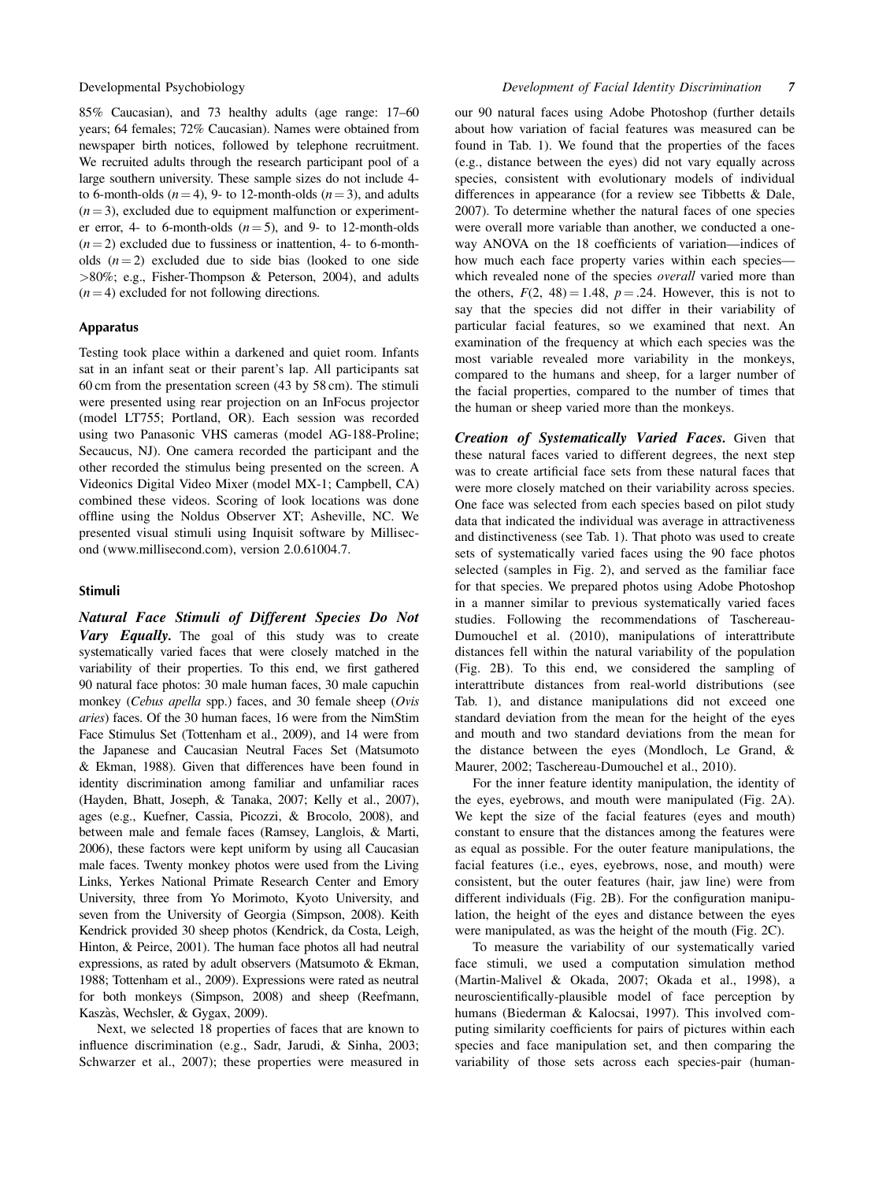85% Caucasian), and 73 healthy adults (age range: 17–60 years; 64 females; 72% Caucasian). Names were obtained from newspaper birth notices, followed by telephone recruitment. We recruited adults through the research participant pool of a large southern university. These sample sizes do not include 4- to 6-month-olds ($n = 4$), 9- to 12-month-olds ($n = 3$), and adults ($n = 3$), excluded due to equipment malfunction or experimenter error, 4- to 6-month-olds ($n = 5$), and 9- to 12-month-olds ($n = 2$) excluded due to fussiness or inattention, 4- to 6-month-olds ($n = 2$) excluded due to side bias (looked to one side >80%; e.g., Fisher-Thompson & Peterson, 2004), and adults ($n = 4$) excluded for not following directions.

### Apparatus

Testing took place within a darkened and quiet room. Infants sat in an infant seat or their parent's lap. All participants sat 60 cm from the presentation screen (43 by 58 cm). The stimuli were presented using rear projection on an InFocus projector (model LT755; Portland, OR). Each session was recorded using two Panasonic VHS cameras (model AG-188-Proline; Secaucus, NJ). One camera recorded the participant and the other recorded the stimulus being presented on the screen. A Videonics Digital Video Mixer (model MX-1; Campbell, CA) combined these videos. Scoring of look locations was done offline using the Noldus Observer XT; Asheville, NC. We presented visual stimuli using Inquisit software by Millisecond (www.millisecond.com), version 2.0.61004.7.

### Stimuli

***Natural Face Stimuli of Different Species Do Not Vary Equally.*** The goal of this study was to create systematically varied faces that were closely matched in the variability of their properties. To this end, we first gathered 90 natural face photos: 30 male human faces, 30 male capuchin monkey (*Cebus apella* spp.) faces, and 30 female sheep (*Ovis aries*) faces. Of the 30 human faces, 16 were from the NimStim Face Stimulus Set (Tottenham et al., 2009), and 14 were from the Japanese and Caucasian Neutral Faces Set (Matsumoto & Ekman, 1988). Given that differences have been found in identity discrimination among familiar and unfamiliar races (Hayden, Bhatt, Joseph, & Tanaka, 2007; Kelly et al., 2007), ages (e.g., Kuefner, Cassia, Picozzi, & Brocolo, 2008), and between male and female faces (Ramsey, Langlois, & Marti, 2006), these factors were kept uniform by using all Caucasian male faces. Twenty monkey photos were used from the Living Links, Yerkes National Primate Research Center and Emory University, three from Yo Morimoto, Kyoto University, and seven from the University of Georgia (Simpson, 2008). Keith Kendrick provided 30 sheep photos (Kendrick, da Costa, Leigh, Hinton, & Peirce, 2001). The human face photos all had neutral expressions, as rated by adult observers (Matsumoto & Ekman, 1988; Tottenham et al., 2009). Expressions were rated as neutral for both monkeys (Simpson, 2008) and sheep (Reefmann, Kaszàs, Wechsler, & Gygax, 2009).

Next, we selected 18 properties of faces that are known to influence discrimination (e.g., Sadr, Jarudi, & Sinha, 2003; Schwarzer et al., 2007); these properties were measured in our 90 natural faces using Adobe Photoshop (further details about how variation of facial features was measured can be found in Tab. 1). We found that the properties of the faces (e.g., distance between the eyes) did not vary equally across species, consistent with evolutionary models of individual differences in appearance (for a review see Tibbetts & Dale, 2007). To determine whether the natural faces of one species were overall more variable than another, we conducted a one-way ANOVA on the 18 coefficients of variation—indices of how much each face property varies within each species—which revealed none of the species *overall* varied more than the others, $F(2, 48) = 1.48$, $p = .24$. However, this is not to say that the species did not differ in their variability of particular facial features, so we examined that next. An examination of the frequency at which each species was the most variable revealed more variability in the monkeys, compared to the humans and sheep, for a larger number of the facial properties, compared to the number of times that the human or sheep varied more than the monkeys.

***Creation of Systematically Varied Faces.*** Given that these natural faces varied to different degrees, the next step was to create artificial face sets from these natural faces that were more closely matched on their variability across species. One face was selected from each species based on pilot study data that indicated the individual was average in attractiveness and distinctiveness (see Tab. 1). That photo was used to create sets of systematically varied faces using the 90 face photos selected (samples in Fig. 2), and served as the familiar face for that species. We prepared photos using Adobe Photoshop in a manner similar to previous systematically varied faces studies. Following the recommendations of Taschereau-Dumouchel et al. (2010), manipulations of interattribute distances fell within the natural variability of the population (Fig. 2B). To this end, we considered the sampling of interattribute distances from real-world distributions (see Tab. 1), and distance manipulations did not exceed one standard deviation from the mean for the height of the eyes and mouth and two standard deviations from the mean for the distance between the eyes (Mondloch, Le Grand, & Maurer, 2002; Taschereau-Dumouchel et al., 2010).

For the inner feature identity manipulation, the identity of the eyes, eyebrows, and mouth were manipulated (Fig. 2A). We kept the size of the facial features (eyes and mouth) constant to ensure that the distances among the features were as equal as possible. For the outer feature manipulations, the facial features (i.e., eyes, eyebrows, nose, and mouth) were consistent, but the outer features (hair, jaw line) were from different individuals (Fig. 2B). For the configuration manipulation, the height of the eyes and distance between the eyes were manipulated, as was the height of the mouth (Fig. 2C).

To measure the variability of our systematically varied face stimuli, we used a computation simulation method (Martin-Malivel & Okada, 2007; Okada et al., 1998), a neuroscientifically-plausible model of face perception by humans (Biederman & Kalocsai, 1997). This involved computing similarity coefficients for pairs of pictures within each species and face manipulation set, and then comparing the variability of those sets across each species-pair (human-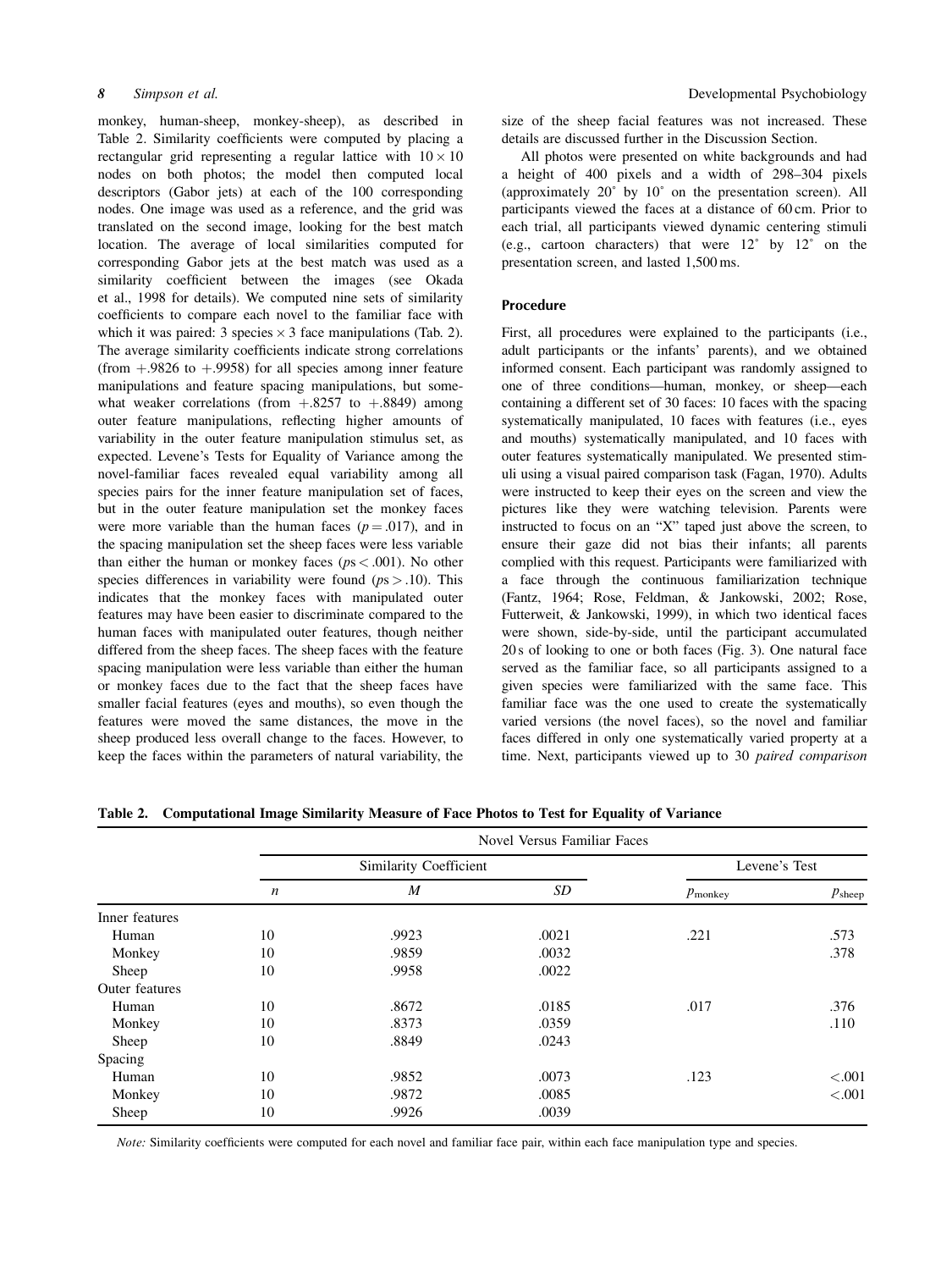monkey, human-sheep, monkey-sheep), as described in Table 2. Similarity coefficients were computed by placing a rectangular grid representing a regular lattice with $10 \times 10$ nodes on both photos; the model then computed local descriptors (Gabor jets) at each of the 100 corresponding nodes. One image was used as a reference, and the grid was translated on the second image, looking for the best match location. The average of local similarities computed for corresponding Gabor jets at the best match was used as a similarity coefficient between the images (see Okada et al., 1998 for details). We computed nine sets of similarity coefficients to compare each novel to the familiar face with which it was paired: 3 species $\times$ 3 face manipulations (Tab. 2). The average similarity coefficients indicate strong correlations (from +.9826 to +.9958) for all species among inner feature manipulations and feature spacing manipulations, but somewhat weaker correlations (from +.8257 to +.8849) among outer feature manipulations, reflecting higher amounts of variability in the outer feature manipulation stimulus set, as expected. Levene's Tests for Equality of Variance among the novel-familiar faces revealed equal variability among all species pairs for the inner feature manipulation set of faces, but in the outer feature manipulation set the monkey faces were more variable than the human faces ($p = .017$), and in the spacing manipulation set the sheep faces were less variable than either the human or monkey faces ($ps < .001$). No other species differences in variability were found ($ps > .10$). This indicates that the monkey faces with manipulated outer features may have been easier to discriminate compared to the human faces with manipulated outer features, though neither differed from the sheep faces. The sheep faces with the feature spacing manipulation were less variable than either the human or monkey faces due to the fact that the sheep faces have smaller facial features (eyes and mouths), so even though the features were moved the same distances, the move in the sheep produced less overall change to the faces. However, to keep the faces within the parameters of natural variability, the size of the sheep facial features was not increased. These details are discussed further in the Discussion Section.

All photos were presented on white backgrounds and had a height of 400 pixels and a width of 298–304 pixels (approximately 20° by 10° on the presentation screen). All participants viewed the faces at a distance of 60 cm. Prior to each trial, all participants viewed dynamic centering stimuli (e.g., cartoon characters) that were 12° by 12° on the presentation screen, and lasted 1,500 ms.

## Procedure

First, all procedures were explained to the participants (i.e., adult participants or the infants' parents), and we obtained informed consent. Each participant was randomly assigned to one of three conditions—human, monkey, or sheep—each containing a different set of 30 faces: 10 faces with the spacing systematically manipulated, 10 faces with features (i.e., eyes and mouths) systematically manipulated, and 10 faces with outer features systematically manipulated. We presented stimuli using a visual paired comparison task (Fagan, 1970). Adults were instructed to keep their eyes on the screen and view the pictures like they were watching television. Parents were instructed to focus on an "X" taped just above the screen, to ensure their gaze did not bias their infants; all parents complied with this request. Participants were familiarized with a face through the continuous familiarization technique (Fantz, 1964; Rose, Feldman, & Jankowski, 2002; Rose, Futterweit, & Jankowski, 1999), in which two identical faces were shown, side-by-side, until the participant accumulated 20 s of looking to one or both faces (Fig. 3). One natural face served as the familiar face, so all participants assigned to a given species were familiarized with the same face. This familiar face was the one used to create the systematically varied versions (the novel faces), so the novel and familiar faces differed in only one systematically varied property at a time. Next, participants viewed up to 30 *paired comparison*

**Table 2. Computational Image Similarity Measure of Face Photos to Test for Equality of Variance**

| | Novel Versus Familiar Faces | | | | |
|---|---|---|---|---|---|
| | Similarity Coefficient | | | Levene's Test | |
| | $n$ | $M$ | $SD$ | $p_{\text{monkey}}$ | $p_{\text{sheep}}$ |
| Inner features | | | | | |
| Human | 10 | .9923 | .0021 | .221 | .573 |
| Monkey | 10 | .9859 | .0032 | | .378 |
| Sheep | 10 | .9958 | .0022 | | |
| Outer features | | | | | |
| Human | 10 | .8672 | .0185 | .017 | .376 |
| Monkey | 10 | .8373 | .0359 | | .110 |
| Sheep | 10 | .8849 | .0243 | | |
| Spacing | | | | | |
| Human | 10 | .9852 | .0073 | .123 | <.001 |
| Monkey | 10 | .9872 | .0085 | | <.001 |
| Sheep | 10 | .9926 | .0039 | | |

*Note:* Similarity coefficients were computed for each novel and familiar face pair, within each face manipulation type and species.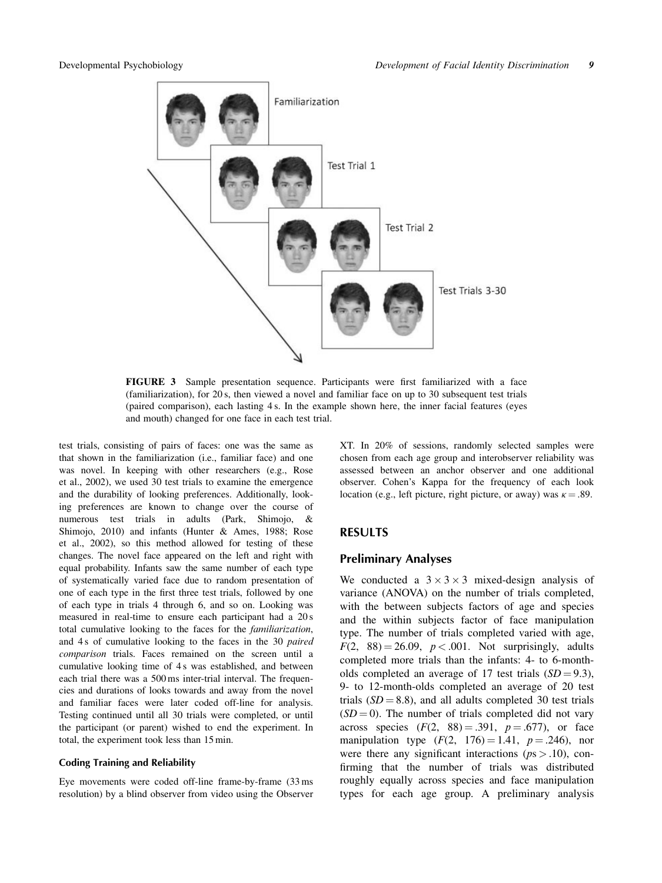FIGURE 3 Sample presentation sequence. Participants were first familiarized with a face (familiarization), for 20 s, then viewed a novel and familiar face on up to 30 subsequent test trials (paired comparison), each lasting 4 s. In the example shown here, the inner facial features (eyes and mouth) changed for one face in each test trial.

test trials, consisting of pairs of faces: one was the same as that shown in the familiarization (i.e., familiar face) and one was novel. In keeping with other researchers (e.g., Rose et al., 2002), we used 30 test trials to examine the emergence and the durability of looking preferences. Additionally, looking preferences are known to change over the course of numerous test trials in adults (Park, Shimojo, & Shimojo, 2010) and infants (Hunter & Ames, 1988; Rose et al., 2002), so this method allowed for testing of these changes. The novel face appeared on the left and right with equal probability. Infants saw the same number of each type of systematically varied face due to random presentation of one of each type in the first three test trials, followed by one of each type in trials 4 through 6, and so on. Looking was measured in real-time to ensure each participant had a 20 s total cumulative looking to the faces for the *familiarization*, and 4 s of cumulative looking to the faces in the 30 *paired comparison* trials. Faces remained on the screen until a cumulative looking time of 4 s was established, and between each trial there was a 500 ms inter-trial interval. The frequencies and durations of looks towards and away from the novel and familiar faces were later coded off-line for analysis. Testing continued until all 30 trials were completed, or until the participant (or parent) wished to end the experiment. In total, the experiment took less than 15 min.

#### Coding Training and Reliability

Eye movements were coded off-line frame-by-frame (33 ms resolution) by a blind observer from video using the Observer XT. In 20% of sessions, randomly selected samples were chosen from each age group and interobserver reliability was assessed between an anchor observer and one additional observer. Cohen's Kappa for the frequency of each look location (e.g., left picture, right picture, or away) was $\kappa = .89$.

## RESULTS

### Preliminary Analyses

We conducted a $3 \times 3 \times 3$ mixed-design analysis of variance (ANOVA) on the number of trials completed, with the between subjects factors of age and species and the within subjects factor of face manipulation type. The number of trials completed varied with age, $F(2,\ 88) = 26.09,\ p < .001$. Not surprisingly, adults completed more trials than the infants: 4- to 6-month-olds completed an average of 17 test trials ($SD = 9.3$), 9- to 12-month-olds completed an average of 20 test trials ($SD = 8.8$), and all adults completed 30 test trials ($SD = 0$). The number of trials completed did not vary across species ($F(2,\ 88) = .391,\ p = .677$), or face manipulation type ($F(2,\ 176) = 1.41,\ p = .246$), nor were there any significant interactions ($ps > .10$), confirming that the number of trials was distributed roughly equally across species and face manipulation types for each age group. A preliminary analysis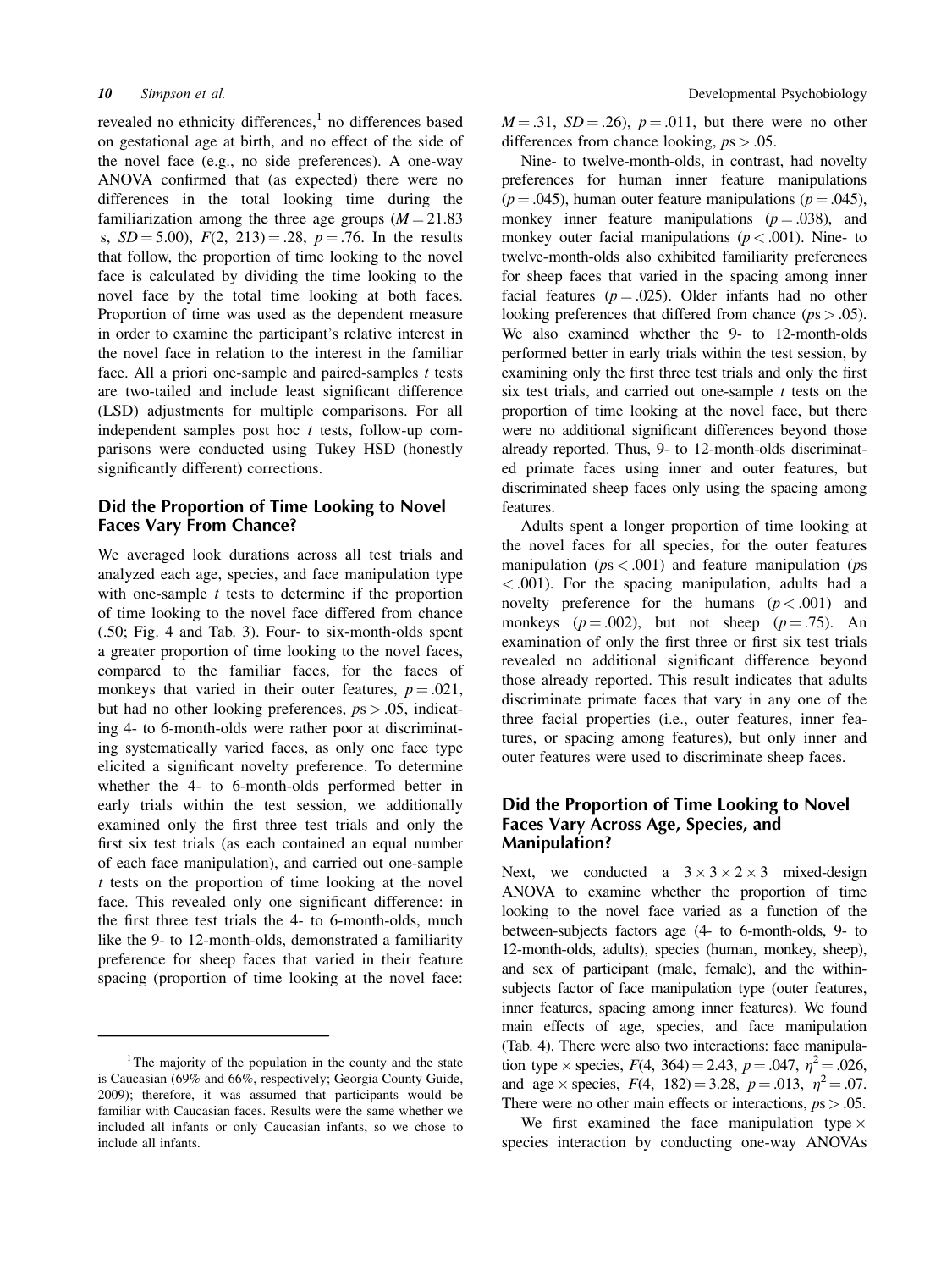revealed no ethnicity differences,[1] no differences based on gestational age at birth, and no effect of the side of the novel face (e.g., no side preferences). A one-way ANOVA confirmed that (as expected) there were no differences in the total looking time during the familiarization among the three age groups ($M = 21.83$ s, $SD = 5.00$), $F(2, 213) = .28$, $p = .76$. In the results that follow, the proportion of time looking to the novel face is calculated by dividing the time looking to the novel face by the total time looking at both faces. Proportion of time was used as the dependent measure in order to examine the participant's relative interest in the novel face in relation to the interest in the familiar face. All a priori one-sample and paired-samples $t$ tests are two-tailed and include least significant difference (LSD) adjustments for multiple comparisons. For all independent samples post hoc $t$ tests, follow-up comparisons were conducted using Tukey HSD (honestly significantly different) corrections.

## Did the Proportion of Time Looking to Novel Faces Vary From Chance?

We averaged look durations across all test trials and analyzed each age, species, and face manipulation type with one-sample $t$ tests to determine if the proportion of time looking to the novel face differed from chance (.50; Fig. 4 and Tab. 3). Four- to six-month-olds spent a greater proportion of time looking to the novel faces, compared to the familiar faces, for the faces of monkeys that varied in their outer features, $p = .021$, but had no other looking preferences, $ps > .05$, indicating 4- to 6-month-olds were rather poor at discriminating systematically varied faces, as only one face type elicited a significant novelty preference. To determine whether the 4- to 6-month-olds performed better in early trials within the test session, we additionally examined only the first three test trials and only the first six test trials (as each contained an equal number of each face manipulation), and carried out one-sample $t$ tests on the proportion of time looking at the novel face. This revealed only one significant difference: in the first three test trials the 4- to 6-month-olds, much like the 9- to 12-month-olds, demonstrated a familiarity preference for sheep faces that varied in their feature spacing (proportion of time looking at the novel face: $M = .31$, $SD = .26$), $p = .011$, but there were no other differences from chance looking, $ps > .05$.

Nine- to twelve-month-olds, in contrast, had novelty preferences for human inner feature manipulations ($p = .045$), human outer feature manipulations ($p = .045$), monkey inner feature manipulations ($p = .038$), and monkey outer facial manipulations ($p < .001$). Nine- to twelve-month-olds also exhibited familiarity preferences for sheep faces that varied in the spacing among inner facial features ($p = .025$). Older infants had no other looking preferences that differed from chance ($ps > .05$). We also examined whether the 9- to 12-month-olds performed better in early trials within the test session, by examining only the first three test trials and only the first six test trials, and carried out one-sample $t$ tests on the proportion of time looking at the novel face, but there were no additional significant differences beyond those already reported. Thus, 9- to 12-month-olds discriminated primate faces using inner and outer features, but discriminated sheep faces only using the spacing among features.

Adults spent a longer proportion of time looking at the novel faces for all species, for the outer features manipulation ($ps < .001$) and feature manipulation ($ps < .001$). For the spacing manipulation, adults had a novelty preference for the humans ($p < .001$) and monkeys ($p = .002$), but not sheep ($p = .75$). An examination of only the first three or first six test trials revealed no additional significant difference beyond those already reported. This result indicates that adults discriminate primate faces that vary in any one of the three facial properties (i.e., outer features, inner features, or spacing among features), but only inner and outer features were used to discriminate sheep faces.

## Did the Proportion of Time Looking to Novel Faces Vary Across Age, Species, and Manipulation?

Next, we conducted a $3 \times 3 \times 2 \times 3$ mixed-design ANOVA to examine whether the proportion of time looking to the novel face varied as a function of the between-subjects factors age (4- to 6-month-olds, 9- to 12-month-olds, adults), species (human, monkey, sheep), and sex of participant (male, female), and the within-subjects factor of face manipulation type (outer features, inner features, spacing among inner features). We found main effects of age, species, and face manipulation (Tab. 4). There were also two interactions: face manipulation type × species, $F(4, 364) = 2.43$, $p = .047$, $\eta^2 = .026$, and age × species, $F(4, 182) = 3.28$, $p = .013$, $\eta^2 = .07$. There were no other main effects or interactions, $ps > .05$.

We first examined the face manipulation type × species interaction by conducting one-way ANOVAs

[1] The majority of the population in the county and the state is Caucasian (69% and 66%, respectively; Georgia County Guide, 2009); therefore, it was assumed that participants would be familiar with Caucasian faces. Results were the same whether we included all infants or only Caucasian infants, so we chose to include all infants.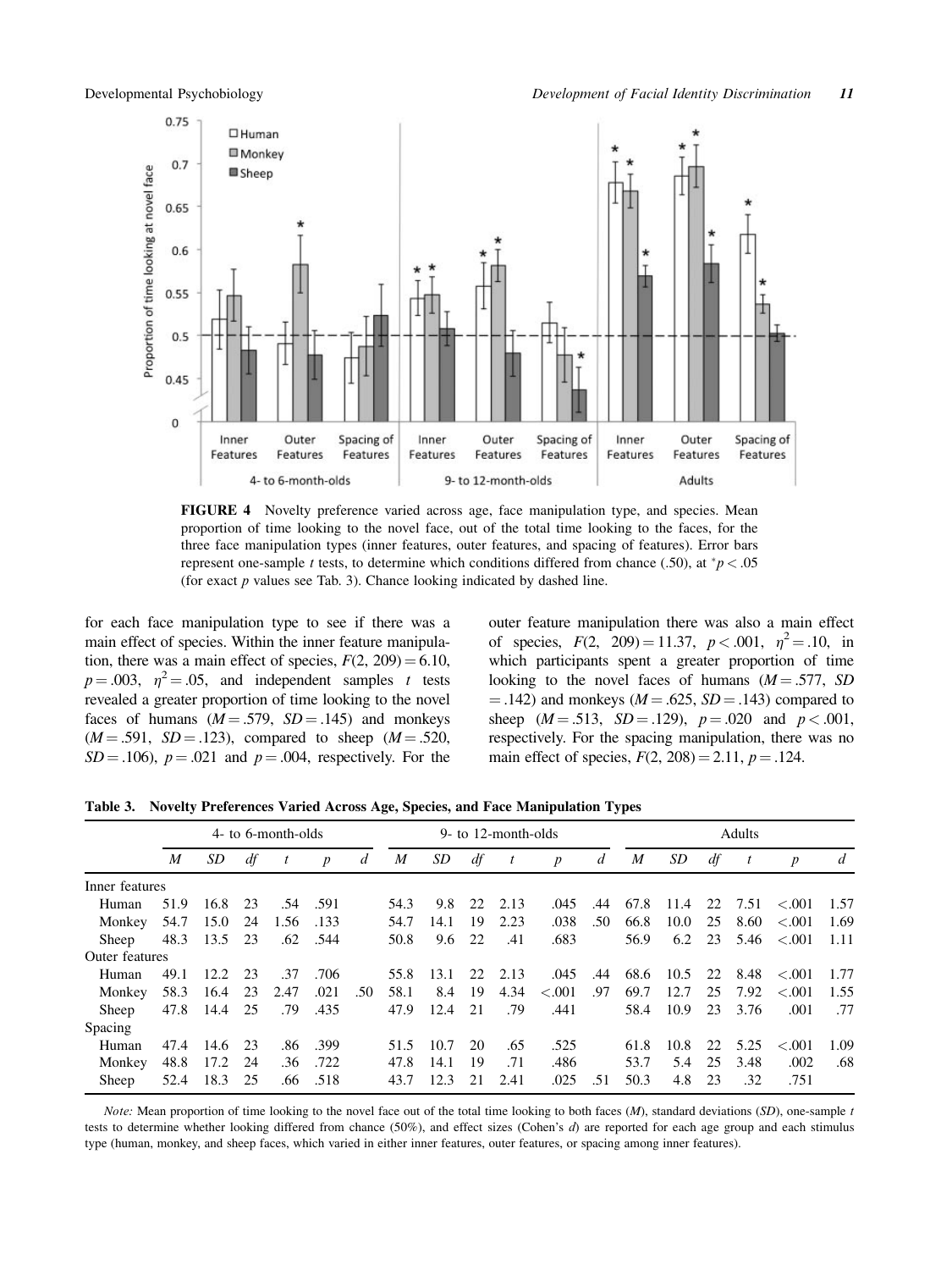FIGURE 4 Novelty preference varied across age, face manipulation type, and species. Mean proportion of time looking to the novel face, out of the total time looking to the faces, for the three face manipulation types (inner features, outer features, and spacing of features). Error bars represent one-sample *t* tests, to determine which conditions differed from chance (.50), at $^{*}p < .05$ (for exact *p* values see Tab. 3). Chance looking indicated by dashed line.

for each face manipulation type to see if there was a main effect of species. Within the inner feature manipulation, there was a main effect of species, $F(2, 209) = 6.10$, $p = .003$, $\eta^2 = .05$, and independent samples *t* tests revealed a greater proportion of time looking to the novel faces of humans ($M = .579$, $SD = .145$) and monkeys ($M = .591$, $SD = .123$), compared to sheep ($M = .520$, $SD = .106$), $p = .021$ and $p = .004$, respectively. For the outer feature manipulation there was also a main effect of species, $F(2, 209) = 11.37$, $p < .001$, $\eta^2 = .10$, in which participants spent a greater proportion of time looking to the novel faces of humans ($M = .577$, $SD = .142$) and monkeys ($M = .625$, $SD = .143$) compared to sheep ($M = .513$, $SD = .129$), $p = .020$ and $p < .001$, respectively. For the spacing manipulation, there was no main effect of species, $F(2, 208) = 2.11$, $p = .124$.

**Table 3. Novelty Preferences Varied Across Age, Species, and Face Manipulation Types**

| | 4- to 6-month-olds | | | | | | 9- to 12-month-olds | | | | | | Adults | | | | | |
|---|---|---|---|---|---|---|---|---|---|---|---|---|---|---|---|---|---|---|
| | *M* | *SD* | *df* | *t* | *p* | *d* | *M* | *SD* | *df* | *t* | *p* | *d* | *M* | *SD* | *df* | *t* | *p* | *d* |
| Inner features | | | | | | | | | | | | | | | | | | |
| Human | 51.9 | 16.8 | 23 | .54 | .591 | | 54.3 | 9.8 | 22 | 2.13 | .045 | .44 | 67.8 | 11.4 | 22 | 7.51 | <.001 | 1.57 |
| Monkey | 54.7 | 15.0 | 24 | 1.56 | .133 | | 54.7 | 14.1 | 19 | 2.23 | .038 | .50 | 66.8 | 10.0 | 25 | 8.60 | <.001 | 1.69 |
| Sheep | 48.3 | 13.5 | 23 | .62 | .544 | | 50.8 | 9.6 | 22 | .41 | .683 | | 56.9 | 6.2 | 23 | 5.46 | <.001 | 1.11 |
| Outer features | | | | | | | | | | | | | | | | | | |
| Human | 49.1 | 12.2 | 23 | .37 | .706 | | 55.8 | 13.1 | 22 | 2.13 | .045 | .44 | 68.6 | 10.5 | 22 | 8.48 | <.001 | 1.77 |
| Monkey | 58.3 | 16.4 | 23 | 2.47 | .021 | .50 | 58.1 | 8.4 | 19 | 4.34 | <.001 | .97 | 69.7 | 12.7 | 25 | 7.92 | <.001 | 1.55 |
| Sheep | 47.8 | 14.4 | 25 | .79 | .435 | | 47.9 | 12.4 | 21 | .79 | .441 | | 58.4 | 10.9 | 23 | 3.76 | .001 | .77 |
| Spacing | | | | | | | | | | | | | | | | | | |
| Human | 47.4 | 14.6 | 23 | .86 | .399 | | 51.5 | 10.7 | 20 | .65 | .525 | | 61.8 | 10.8 | 22 | 5.25 | <.001 | 1.09 |
| Monkey | 48.8 | 17.2 | 24 | .36 | .722 | | 47.8 | 14.1 | 19 | .71 | .486 | | 53.7 | 5.4 | 25 | 3.48 | .002 | .68 |
| Sheep | 52.4 | 18.3 | 25 | .66 | .518 | | 43.7 | 12.3 | 21 | 2.41 | .025 | .51 | 50.3 | 4.8 | 23 | .32 | .751 | |

*Note:* Mean proportion of time looking to the novel face out of the total time looking to both faces (*M*), standard deviations (*SD*), one-sample *t* tests to determine whether looking differed from chance (50%), and effect sizes (Cohen's *d*) are reported for each age group and each stimulus type (human, monkey, and sheep faces, which varied in either inner features, outer features, or spacing among inner features).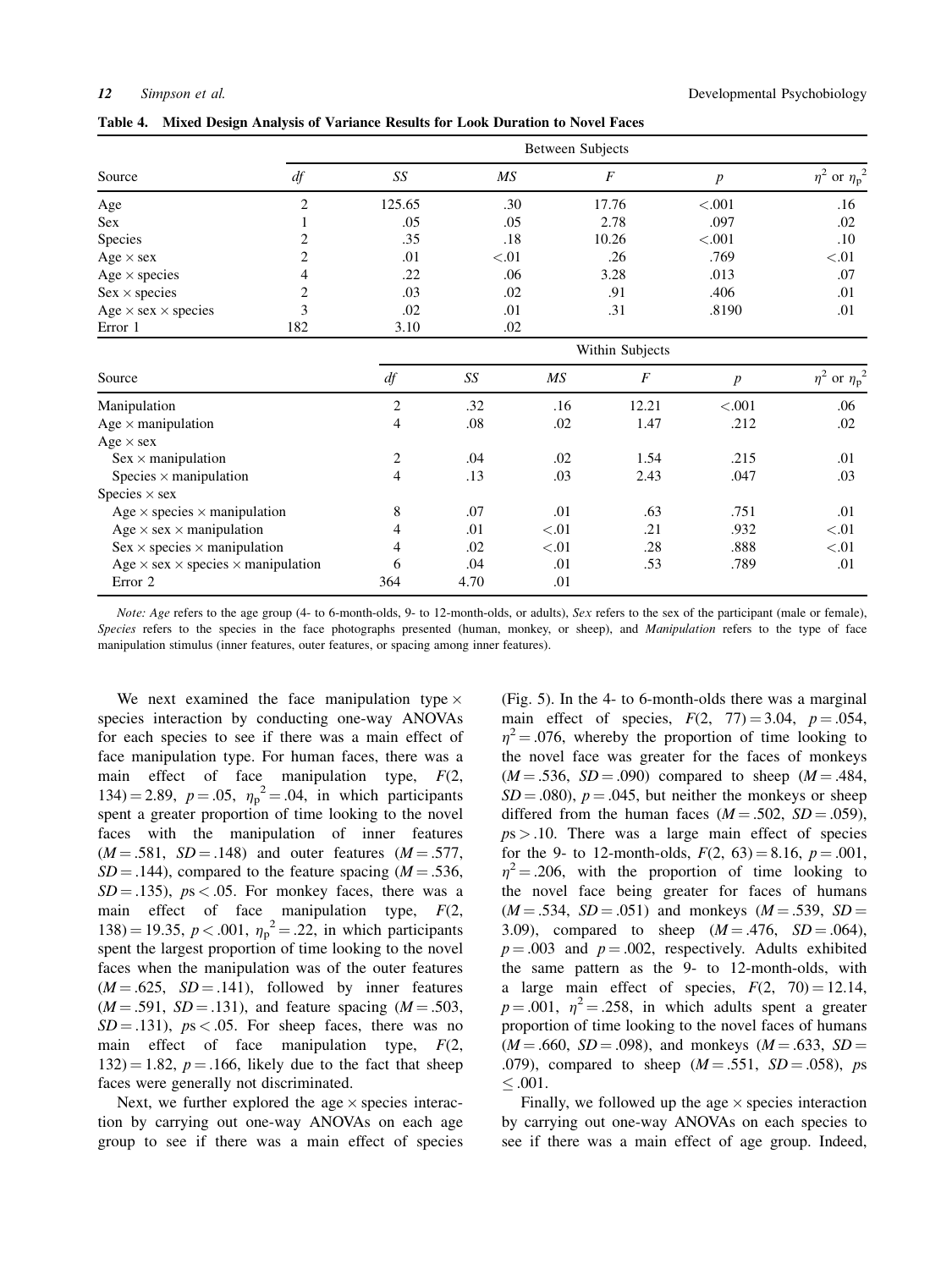**Table 4. Mixed Design Analysis of Variance Results for Look Duration to Novel Faces**

| Source | Between Subjects | | | | | |
|---|---|---|---|---|---|---|
| | *df* | *SS* | *MS* | *F* | *p* | $\eta^2$ or $\eta_p^2$ |
| Age | 2 | 125.65 | .30 | 17.76 | <.001 | .16 |
| Sex | 1 | .05 | .05 | 2.78 | .097 | .02 |
| Species | 2 | .35 | .18 | 10.26 | <.001 | .10 |
| Age × sex | 2 | .01 | <.01 | .26 | .769 | <.01 |
| Age × species | 4 | .22 | .06 | 3.28 | .013 | .07 |
| Sex × species | 2 | .03 | .02 | .91 | .406 | .01 |
| Age × sex × species | 3 | .02 | .01 | .31 | .8190 | .01 |
| Error 1 | 182 | 3.10 | .02 | | | |
| **Source** | **Within Subjects** | | | | | |
| | *df* | *SS* | *MS* | *F* | *p* | $\eta^2$ or $\eta_p^2$ |
| Manipulation | 2 | .32 | .16 | 12.21 | <.001 | .06 |
| Age × manipulation | 4 | .08 | .02 | 1.47 | .212 | .02 |
| Age × sex | | | | | | |
| Sex × manipulation | 2 | .04 | .02 | 1.54 | .215 | .01 |
| Species × manipulation | 4 | .13 | .03 | 2.43 | .047 | .03 |
| Species × sex | | | | | | |
| Age × species × manipulation | 8 | .07 | .01 | .63 | .751 | .01 |
| Age × sex × manipulation | 4 | .01 | <.01 | .21 | .932 | <.01 |
| Sex × species × manipulation | 4 | .02 | <.01 | .28 | .888 | <.01 |
| Age × sex × species × manipulation | 6 | .04 | .01 | .53 | .789 | .01 |
| Error 2 | 364 | 4.70 | .01 | | | |

*Note: Age* refers to the age group (4- to 6-month-olds, 9- to 12-month-olds, or adults), *Sex* refers to the sex of the participant (male or female), *Species* refers to the species in the face photographs presented (human, monkey, or sheep), and *Manipulation* refers to the type of face manipulation stimulus (inner features, outer features, or spacing among inner features).

We next examined the face manipulation type × species interaction by conducting one-way ANOVAs for each species to see if there was a main effect of face manipulation type. For human faces, there was a main effect of face manipulation type, $F(2, 134) = 2.89$, $p = .05$, $\eta_p^2 = .04$, in which participants spent a greater proportion of time looking to the novel faces with the manipulation of inner features ($M = .581$, $SD = .148$) and outer features ($M = .577$, $SD = .144$), compared to the feature spacing ($M = .536$, $SD = .135$), $ps < .05$. For monkey faces, there was a main effect of face manipulation type, $F(2, 138) = 19.35$, $p < .001$, $\eta_p^2 = .22$, in which participants spent the largest proportion of time looking to the novel faces when the manipulation was of the outer features ($M = .625$, $SD = .141$), followed by inner features ($M = .591$, $SD = .131$), and feature spacing ($M = .503$, $SD = .131$), $ps < .05$. For sheep faces, there was no main effect of face manipulation type, $F(2, 132) = 1.82$, $p = .166$, likely due to the fact that sheep faces were generally not discriminated.

Next, we further explored the age × species interaction by carrying out one-way ANOVAs on each age group to see if there was a main effect of species (Fig. 5). In the 4- to 6-month-olds there was a marginal main effect of species, $F(2, 77) = 3.04$, $p = .054$, $\eta^2 = .076$, whereby the proportion of time looking to the novel face was greater for the faces of monkeys ($M = .536$, $SD = .090$) compared to sheep ($M = .484$, $SD = .080$), $p = .045$, but neither the monkeys or sheep differed from the human faces ($M = .502$, $SD = .059$), $ps > .10$. There was a large main effect of species for the 9- to 12-month-olds, $F(2, 63) = 8.16$, $p = .001$, $\eta^2 = .206$, with the proportion of time looking to the novel face being greater for faces of humans ($M = .534$, $SD = .051$) and monkeys ($M = .539$, $SD = 3.09$), compared to sheep ($M = .476$, $SD = .064$), $p = .003$ and $p = .002$, respectively. Adults exhibited the same pattern as the 9- to 12-month-olds, with a large main effect of species, $F(2, 70) = 12.14$, $p = .001$, $\eta^2 = .258$, in which adults spent a greater proportion of time looking to the novel faces of humans ($M = .660$, $SD = .098$), and monkeys ($M = .633$, $SD = .079$), compared to sheep ($M = .551$, $SD = .058$), $ps \leq .001$.

Finally, we followed up the age × species interaction by carrying out one-way ANOVAs on each species to see if there was a main effect of age group. Indeed,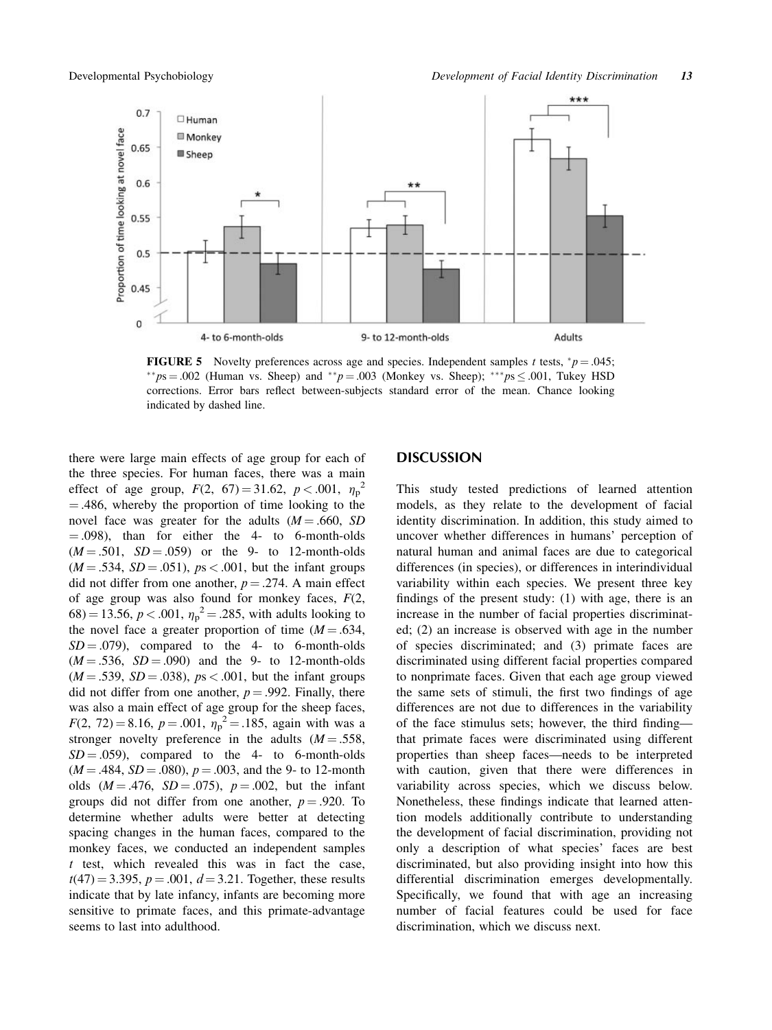FIGURE 5 Novelty preferences across age and species. Independent samples $t$ tests, $^{*}p = .045$; $^{**}ps = .002$ (Human vs. Sheep) and $^{**}p = .003$ (Monkey vs. Sheep); $^{***}ps \leq .001$, Tukey HSD corrections. Error bars reflect between-subjects standard error of the mean. Chance looking indicated by dashed line.

there were large main effects of age group for each of the three species. For human faces, there was a main effect of age group, $F(2,\ 67) = 31.62$, $p < .001$, $\eta_p^2 = .486$, whereby the proportion of time looking to the novel face was greater for the adults ($M = .660$, $SD = .098$), than for either the 4- to 6-month-olds ($M = .501$, $SD = .059$) or the 9- to 12-month-olds ($M = .534$, $SD = .051$), $ps < .001$, but the infant groups did not differ from one another, $p = .274$. A main effect of age group was also found for monkey faces, $F(2,\ 68) = 13.56$, $p < .001$, $\eta_p^2 = .285$, with adults looking to the novel face a greater proportion of time ($M = .634$, $SD = .079$), compared to the 4- to 6-month-olds ($M = .536$, $SD = .090$) and the 9- to 12-month-olds ($M = .539$, $SD = .038$), $ps < .001$, but the infant groups did not differ from one another, $p = .992$. Finally, there was also a main effect of age group for the sheep faces, $F(2,\ 72) = 8.16$, $p = .001$, $\eta_p^2 = .185$, again with was a stronger novelty preference in the adults ($M = .558$, $SD = .059$), compared to the 4- to 6-month-olds ($M = .484$, $SD = .080$), $p = .003$, and the 9- to 12-month olds ($M = .476$, $SD = .075$), $p = .002$, but the infant groups did not differ from one another, $p = .920$. To determine whether adults were better at detecting spacing changes in the human faces, compared to the monkey faces, we conducted an independent samples $t$ test, which revealed this was in fact the case, $t(47) = 3.395$, $p = .001$, $d = 3.21$. Together, these results indicate that by late infancy, infants are becoming more sensitive to primate faces, and this primate-advantage seems to last into adulthood.

## DISCUSSION

This study tested predictions of learned attention models, as they relate to the development of facial identity discrimination. In addition, this study aimed to uncover whether differences in humans' perception of natural human and animal faces are due to categorical differences (in species), or differences in interindividual variability within each species. We present three key findings of the present study: (1) with age, there is an increase in the number of facial properties discriminated; (2) an increase is observed with age in the number of species discriminated; and (3) primate faces are discriminated using different facial properties compared to nonprimate faces. Given that each age group viewed the same sets of stimuli, the first two findings of age differences are not due to differences in the variability of the face stimulus sets; however, the third finding—that primate faces were discriminated using different properties than sheep faces—needs to be interpreted with caution, given that there were differences in variability across species, which we discuss below. Nonetheless, these findings indicate that learned attention models additionally contribute to understanding the development of facial discrimination, providing not only a description of what species' faces are best discriminated, but also providing insight into how this differential discrimination emerges developmentally. Specifically, we found that with age an increasing number of facial features could be used for face discrimination, which we discuss next.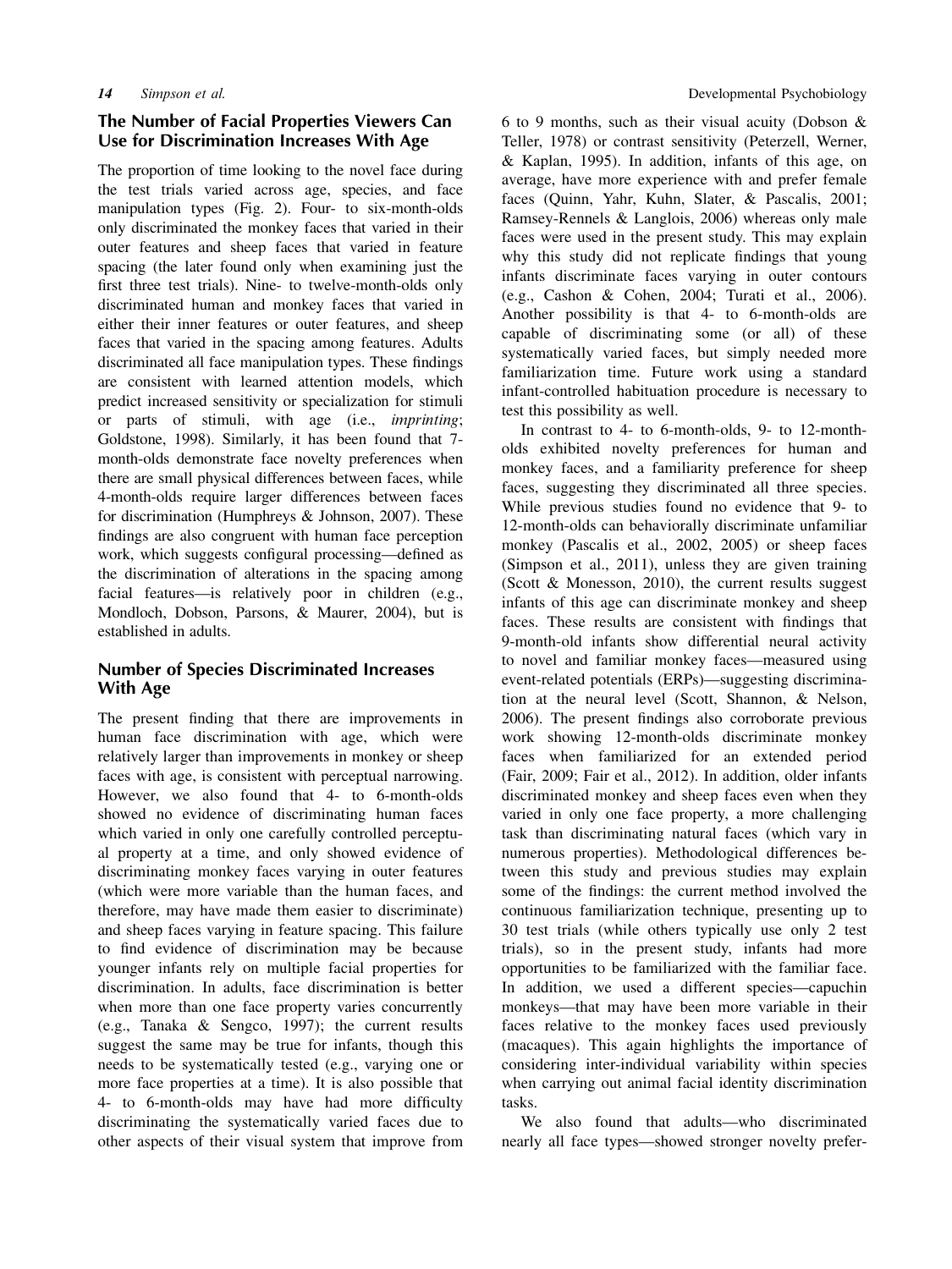## The Number of Facial Properties Viewers Can Use for Discrimination Increases With Age

The proportion of time looking to the novel face during the test trials varied across age, species, and face manipulation types (Fig. 2). Four- to six-month-olds only discriminated the monkey faces that varied in their outer features and sheep faces that varied in feature spacing (the later found only when examining just the first three test trials). Nine- to twelve-month-olds only discriminated human and monkey faces that varied in either their inner features or outer features, and sheep faces that varied in the spacing among features. Adults discriminated all face manipulation types. These findings are consistent with learned attention models, which predict increased sensitivity or specialization for stimuli or parts of stimuli, with age (i.e., *imprinting*; Goldstone, 1998). Similarly, it has been found that 7-month-olds demonstrate face novelty preferences when there are small physical differences between faces, while 4-month-olds require larger differences between faces for discrimination (Humphreys & Johnson, 2007). These findings are also congruent with human face perception work, which suggests configural processing—defined as the discrimination of alterations in the spacing among facial features—is relatively poor in children (e.g., Mondloch, Dobson, Parsons, & Maurer, 2004), but is established in adults.

## Number of Species Discriminated Increases With Age

The present finding that there are improvements in human face discrimination with age, which were relatively larger than improvements in monkey or sheep faces with age, is consistent with perceptual narrowing. However, we also found that 4- to 6-month-olds showed no evidence of discriminating human faces which varied in only one carefully controlled perceptual property at a time, and only showed evidence of discriminating monkey faces varying in outer features (which were more variable than the human faces, and therefore, may have made them easier to discriminate) and sheep faces varying in feature spacing. This failure to find evidence of discrimination may be because younger infants rely on multiple facial properties for discrimination. In adults, face discrimination is better when more than one face property varies concurrently (e.g., Tanaka & Sengco, 1997); the current results suggest the same may be true for infants, though this needs to be systematically tested (e.g., varying one or more face properties at a time). It is also possible that 4- to 6-month-olds may have had more difficulty discriminating the systematically varied faces due to other aspects of their visual system that improve from 6 to 9 months, such as their visual acuity (Dobson & Teller, 1978) or contrast sensitivity (Peterzell, Werner, & Kaplan, 1995). In addition, infants of this age, on average, have more experience with and prefer female faces (Quinn, Yahr, Kuhn, Slater, & Pascalis, 2001; Ramsey-Rennels & Langlois, 2006) whereas only male faces were used in the present study. This may explain why this study did not replicate findings that young infants discriminate faces varying in outer contours (e.g., Cashon & Cohen, 2004; Turati et al., 2006). Another possibility is that 4- to 6-month-olds are capable of discriminating some (or all) of these systematically varied faces, but simply needed more familiarization time. Future work using a standard infant-controlled habituation procedure is necessary to test this possibility as well.

In contrast to 4- to 6-month-olds, 9- to 12-month-olds exhibited novelty preferences for human and monkey faces, and a familiarity preference for sheep faces, suggesting they discriminated all three species. While previous studies found no evidence that 9- to 12-month-olds can behaviorally discriminate unfamiliar monkey (Pascalis et al., 2002, 2005) or sheep faces (Simpson et al., 2011), unless they are given training (Scott & Monesson, 2010), the current results suggest infants of this age can discriminate monkey and sheep faces. These results are consistent with findings that 9-month-old infants show differential neural activity to novel and familiar monkey faces—measured using event-related potentials (ERPs)—suggesting discrimination at the neural level (Scott, Shannon, & Nelson, 2006). The present findings also corroborate previous work showing 12-month-olds discriminate monkey faces when familiarized for an extended period (Fair, 2009; Fair et al., 2012). In addition, older infants discriminated monkey and sheep faces even when they varied in only one face property, a more challenging task than discriminating natural faces (which vary in numerous properties). Methodological differences between this study and previous studies may explain some of the findings: the current method involved the continuous familiarization technique, presenting up to 30 test trials (while others typically use only 2 test trials), so in the present study, infants had more opportunities to be familiarized with the familiar face. In addition, we used a different species—capuchin monkeys—that may have been more variable in their faces relative to the monkey faces used previously (macaques). This again highlights the importance of considering inter-individual variability within species when carrying out animal facial identity discrimination tasks.

We also found that adults—who discriminated nearly all face types—showed stronger novelty prefer-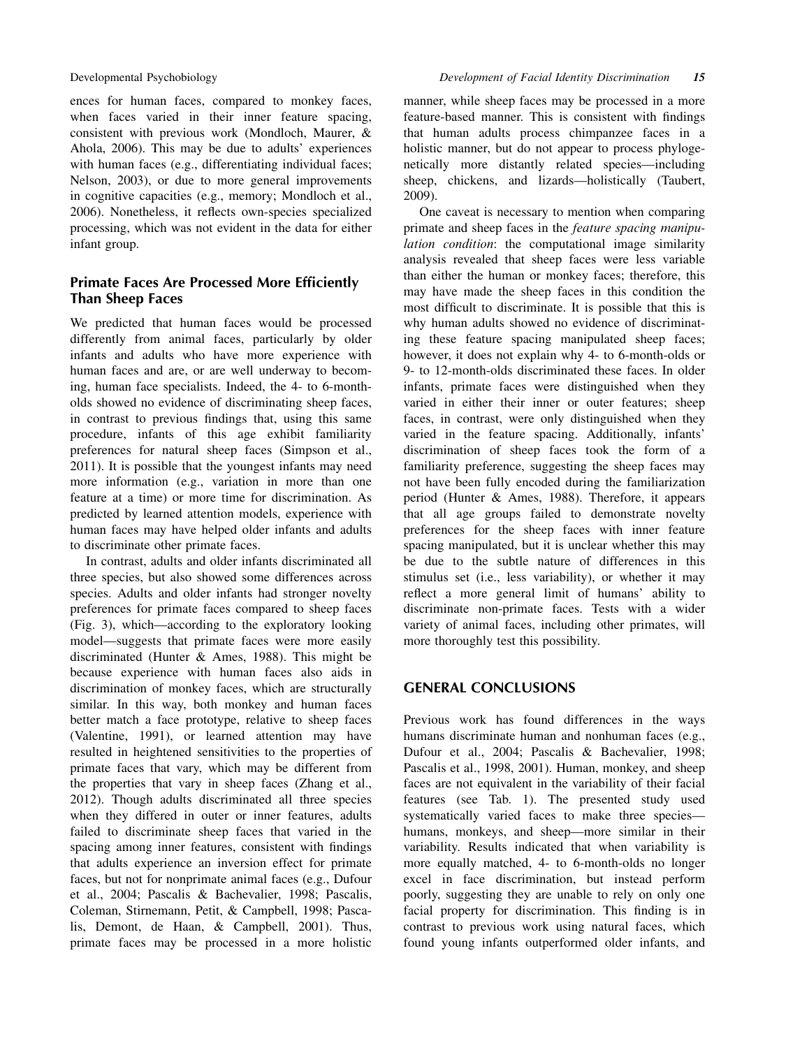ences for human faces, compared to monkey faces, when faces varied in their inner feature spacing, consistent with previous work (Mondloch, Maurer, & Ahola, 2006). This may be due to adults' experiences with human faces (e.g., differentiating individual faces; Nelson, 2003), or due to more general improvements in cognitive capacities (e.g., memory; Mondloch et al., 2006). Nonetheless, it reflects own-species specialized processing, which was not evident in the data for either infant group.

### Primate Faces Are Processed More Efficiently Than Sheep Faces

We predicted that human faces would be processed differently from animal faces, particularly by older infants and adults who have more experience with human faces and are, or are well underway to becoming, human face specialists. Indeed, the 4- to 6-month-olds showed no evidence of discriminating sheep faces, in contrast to previous findings that, using this same procedure, infants of this age exhibit familiarity preferences for natural sheep faces (Simpson et al., 2011). It is possible that the youngest infants may need more information (e.g., variation in more than one feature at a time) or more time for discrimination. As predicted by learned attention models, experience with human faces may have helped older infants and adults to discriminate other primate faces.

In contrast, adults and older infants discriminated all three species, but also showed some differences across species. Adults and older infants had stronger novelty preferences for primate faces compared to sheep faces (Fig. 3), which—according to the exploratory looking model—suggests that primate faces were more easily discriminated (Hunter & Ames, 1988). This might be because experience with human faces also aids in discrimination of monkey faces, which are structurally similar. In this way, both monkey and human faces better match a face prototype, relative to sheep faces (Valentine, 1991), or learned attention may have resulted in heightened sensitivities to the properties of primate faces that vary, which may be different from the properties that vary in sheep faces (Zhang et al., 2012). Though adults discriminated all three species when they differed in outer or inner features, adults failed to discriminate sheep faces that varied in the spacing among inner features, consistent with findings that adults experience an inversion effect for primate faces, but not for nonprimate animal faces (e.g., Dufour et al., 2004; Pascalis & Bachevalier, 1998; Pascalis, Coleman, Stirnemann, Petit, & Campbell, 1998; Pascalis, Demont, de Haan, & Campbell, 2001). Thus, primate faces may be processed in a more holistic manner, while sheep faces may be processed in a more feature-based manner. This is consistent with findings that human adults process chimpanzee faces in a holistic manner, but do not appear to process phylogenetically more distantly related species—including sheep, chickens, and lizards—holistically (Taubert, 2009).

One caveat is necessary to mention when comparing primate and sheep faces in the *feature spacing manipulation condition*: the computational image similarity analysis revealed that sheep faces were less variable than either the human or monkey faces; therefore, this may have made the sheep faces in this condition the most difficult to discriminate. It is possible that this is why human adults showed no evidence of discriminating these feature spacing manipulated sheep faces; however, it does not explain why 4- to 6-month-olds or 9- to 12-month-olds discriminated these faces. In older infants, primate faces were distinguished when they varied in either their inner or outer features; sheep faces, in contrast, were only distinguished when they varied in the feature spacing. Additionally, infants' discrimination of sheep faces took the form of a familiarity preference, suggesting the sheep faces may not have been fully encoded during the familiarization period (Hunter & Ames, 1988). Therefore, it appears that all age groups failed to demonstrate novelty preferences for the sheep faces with inner feature spacing manipulated, but it is unclear whether this may be due to the subtle nature of differences in this stimulus set (i.e., less variability), or whether it may reflect a more general limit of humans' ability to discriminate non-primate faces. Tests with a wider variety of animal faces, including other primates, will more thoroughly test this possibility.

## GENERAL CONCLUSIONS

Previous work has found differences in the ways humans discriminate human and nonhuman faces (e.g., Dufour et al., 2004; Pascalis & Bachevalier, 1998; Pascalis et al., 1998, 2001). Human, monkey, and sheep faces are not equivalent in the variability of their facial features (see Tab. 1). The presented study used systematically varied faces to make three species—humans, monkeys, and sheep—more similar in their variability. Results indicated that when variability is more equally matched, 4- to 6-month-olds no longer excel in face discrimination, but instead perform poorly, suggesting they are unable to rely on only one facial property for discrimination. This finding is in contrast to previous work using natural faces, which found young infants outperformed older infants, and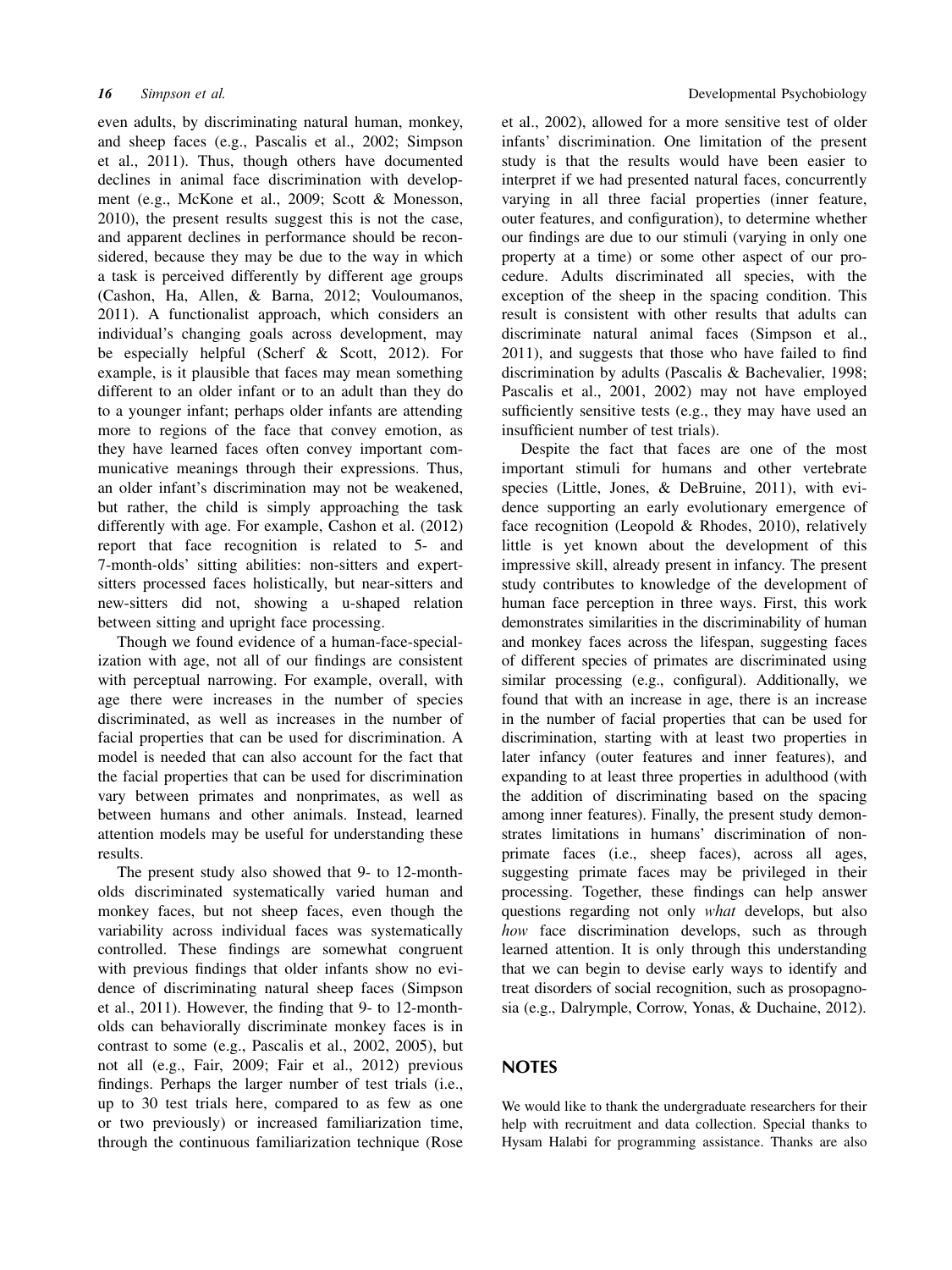even adults, by discriminating natural human, monkey, and sheep faces (e.g., Pascalis et al., 2002; Simpson et al., 2011). Thus, though others have documented declines in animal face discrimination with development (e.g., McKone et al., 2009; Scott & Monesson, 2010), the present results suggest this is not the case, and apparent declines in performance should be reconsidered, because they may be due to the way in which a task is perceived differently by different age groups (Cashon, Ha, Allen, & Barna, 2012; Vouloumanos, 2011). A functionalist approach, which considers an individual's changing goals across development, may be especially helpful (Scherf & Scott, 2012). For example, is it plausible that faces may mean something different to an older infant or to an adult than they do to a younger infant; perhaps older infants are attending more to regions of the face that convey emotion, as they have learned faces often convey important communicative meanings through their expressions. Thus, an older infant's discrimination may not be weakened, but rather, the child is simply approaching the task differently with age. For example, Cashon et al. (2012) report that face recognition is related to 5- and 7-month-olds' sitting abilities: non-sitters and expert-sitters processed faces holistically, but near-sitters and new-sitters did not, showing a u-shaped relation between sitting and upright face processing.

Though we found evidence of a human-face-specialization with age, not all of our findings are consistent with perceptual narrowing. For example, overall, with age there were increases in the number of species discriminated, as well as increases in the number of facial properties that can be used for discrimination. A model is needed that can also account for the fact that the facial properties that can be used for discrimination vary between primates and nonprimates, as well as between humans and other animals. Instead, learned attention models may be useful for understanding these results.

The present study also showed that 9- to 12-month-olds discriminated systematically varied human and monkey faces, but not sheep faces, even though the variability across individual faces was systematically controlled. These findings are somewhat congruent with previous findings that older infants show no evidence of discriminating natural sheep faces (Simpson et al., 2011). However, the finding that 9- to 12-month-olds can behaviorally discriminate monkey faces is in contrast to some (e.g., Pascalis et al., 2002, 2005), but not all (e.g., Fair, 2009; Fair et al., 2012) previous findings. Perhaps the larger number of test trials (i.e., up to 30 test trials here, compared to as few as one or two previously) or increased familiarization time, through the continuous familiarization technique (Rose et al., 2002), allowed for a more sensitive test of older infants' discrimination. One limitation of the present study is that the results would have been easier to interpret if we had presented natural faces, concurrently varying in all three facial properties (inner feature, outer features, and configuration), to determine whether our findings are due to our stimuli (varying in only one property at a time) or some other aspect of our procedure. Adults discriminated all species, with the exception of the sheep in the spacing condition. This result is consistent with other results that adults can discriminate natural animal faces (Simpson et al., 2011), and suggests that those who have failed to find discrimination by adults (Pascalis & Bachevalier, 1998; Pascalis et al., 2001, 2002) may not have employed sufficiently sensitive tests (e.g., they may have used an insufficient number of test trials).

Despite the fact that faces are one of the most important stimuli for humans and other vertebrate species (Little, Jones, & DeBruine, 2011), with evidence supporting an early evolutionary emergence of face recognition (Leopold & Rhodes, 2010), relatively little is yet known about the development of this impressive skill, already present in infancy. The present study contributes to knowledge of the development of human face perception in three ways. First, this work demonstrates similarities in the discriminability of human and monkey faces across the lifespan, suggesting faces of different species of primates are discriminated using similar processing (e.g., configural). Additionally, we found that with an increase in age, there is an increase in the number of facial properties that can be used for discrimination, starting with at least two properties in later infancy (outer features and inner features), and expanding to at least three properties in adulthood (with the addition of discriminating based on the spacing among inner features). Finally, the present study demonstrates limitations in humans' discrimination of nonprimate faces (i.e., sheep faces), across all ages, suggesting primate faces may be privileged in their processing. Together, these findings can help answer questions regarding not only *what* develops, but also *how* face discrimination develops, such as through learned attention. It is only through this understanding that we can begin to devise early ways to identify and treat disorders of social recognition, such as prosopagnosia (e.g., Dalrymple, Corrow, Yonas, & Duchaine, 2012).

## NOTES

We would like to thank the undergraduate researchers for their help with recruitment and data collection. Special thanks to Hysam Halabi for programming assistance. Thanks are also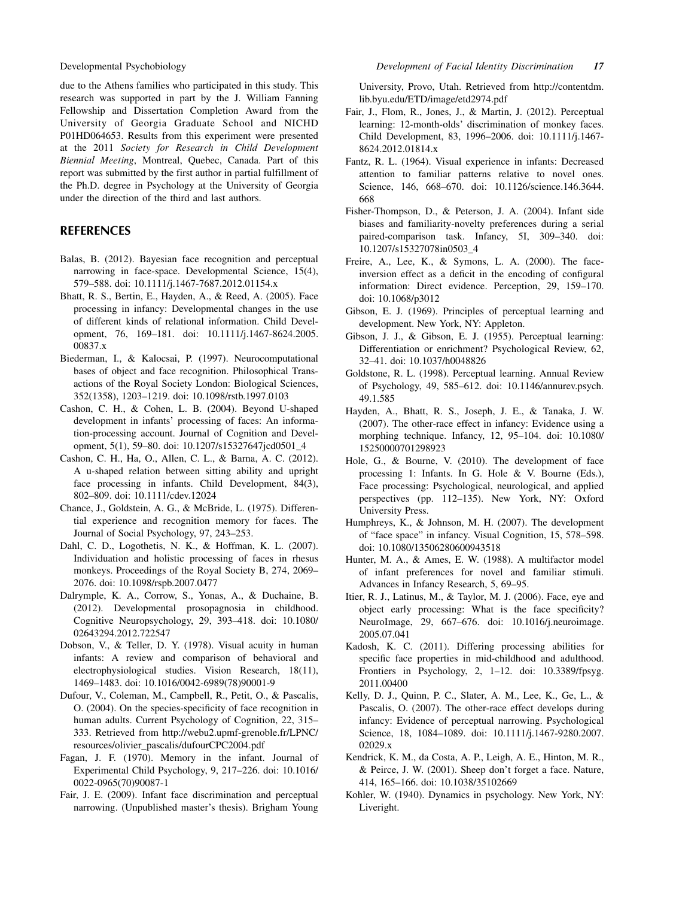due to the Athens families who participated in this study. This research was supported in part by the J. William Fanning Fellowship and Dissertation Completion Award from the University of Georgia Graduate School and NICHD P01HD064653. Results from this experiment were presented at the 2011 *Society for Research in Child Development Biennial Meeting*, Montreal, Quebec, Canada. Part of this report was submitted by the first author in partial fulfillment of the Ph.D. degree in Psychology at the University of Georgia under the direction of the third and last authors.

## REFERENCES

Balas, B. (2012). Bayesian face recognition and perceptual narrowing in face-space. Developmental Science, 15(4), 579–588. doi: 10.1111/j.1467-7687.2012.01154.x

Bhatt, R. S., Bertin, E., Hayden, A., & Reed, A. (2005). Face processing in infancy: Developmental changes in the use of different kinds of relational information. Child Development, 76, 169–181. doi: 10.1111/j.1467-8624.2005.00837.x

Biederman, I., & Kalocsai, P. (1997). Neurocomputational bases of object and face recognition. Philosophical Transactions of the Royal Society London: Biological Sciences, 352(1358), 1203–1219. doi: 10.1098/rstb.1997.0103

Cashon, C. H., & Cohen, L. B. (2004). Beyond U-shaped development in infants' processing of faces: An information-processing account. Journal of Cognition and Development, 5(1), 59–80. doi: 10.1207/s15327647jcd0501_4

Cashon, C. H., Ha, O., Allen, C. L., & Barna, A. C. (2012). A u-shaped relation between sitting ability and upright face processing in infants. Child Development, 84(3), 802–809. doi: 10.1111/cdev.12024

Chance, J., Goldstein, A. G., & McBride, L. (1975). Differential experience and recognition memory for faces. The Journal of Social Psychology, 97, 243–253.

Dahl, C. D., Logothetis, N. K., & Hoffman, K. L. (2007). Individuation and holistic processing of faces in rhesus monkeys. Proceedings of the Royal Society B, 274, 2069–2076. doi: 10.1098/rspb.2007.0477

Dalrymple, K. A., Corrow, S., Yonas, A., & Duchaine, B. (2012). Developmental prosopagnosia in childhood. Cognitive Neuropsychology, 29, 393–418. doi: 10.1080/02643294.2012.722547

Dobson, V., & Teller, D. Y. (1978). Visual acuity in human infants: A review and comparison of behavioral and electrophysiological studies. Vision Research, 18(11), 1469–1483. doi: 10.1016/0042-6989(78)90001-9

Dufour, V., Coleman, M., Campbell, R., Petit, O., & Pascalis, O. (2004). On the species-specificity of face recognition in human adults. Current Psychology of Cognition, 22, 315–333. Retrieved from http://webu2.upmf-grenoble.fr/LPNC/resources/olivier_pascalis/dufourCPC2004.pdf

Fagan, J. F. (1970). Memory in the infant. Journal of Experimental Child Psychology, 9, 217–226. doi: 10.1016/0022-0965(70)90087-1

Fair, J. E. (2009). Infant face discrimination and perceptual narrowing. (Unpublished master's thesis). Brigham Young University, Provo, Utah. Retrieved from http://contentdm.lib.byu.edu/ETD/image/etd2974.pdf

Fair, J., Flom, R., Jones, J., & Martin, J. (2012). Perceptual learning: 12-month-olds' discrimination of monkey faces. Child Development, 83, 1996–2006. doi: 10.1111/j.1467-8624.2012.01814.x

Fantz, R. L. (1964). Visual experience in infants: Decreased attention to familiar patterns relative to novel ones. Science, 146, 668–670. doi: 10.1126/science.146.3644.668

Fisher-Thompson, D., & Peterson, J. A. (2004). Infant side biases and familiarity-novelty preferences during a serial paired-comparison task. Infancy, 5I, 309–340. doi: 10.1207/s15327078in0503_4

Freire, A., Lee, K., & Symons, L. A. (2000). The face-inversion effect as a deficit in the encoding of configural information: Direct evidence. Perception, 29, 159–170. doi: 10.1068/p3012

Gibson, E. J. (1969). Principles of perceptual learning and development. New York, NY: Appleton.

Gibson, J. J., & Gibson, E. J. (1955). Perceptual learning: Differentiation or enrichment? Psychological Review, 62, 32–41. doi: 10.1037/h0048826

Goldstone, R. L. (1998). Perceptual learning. Annual Review of Psychology, 49, 585–612. doi: 10.1146/annurev.psych.49.1.585

Hayden, A., Bhatt, R. S., Joseph, J. E., & Tanaka, J. W. (2007). The other-race effect in infancy: Evidence using a morphing technique. Infancy, 12, 95–104. doi: 10.1080/15250000701298923

Hole, G., & Bourne, V. (2010). The development of face processing 1: Infants. In G. Hole & V. Bourne (Eds.), Face processing: Psychological, neurological, and applied perspectives (pp. 112–135). New York, NY: Oxford University Press.

Humphreys, K., & Johnson, M. H. (2007). The development of "face space" in infancy. Visual Cognition, 15, 578–598. doi: 10.1080/13506280600943518

Hunter, M. A., & Ames, E. W. (1988). A multifactor model of infant preferences for novel and familiar stimuli. Advances in Infancy Research, 5, 69–95.

Itier, R. J., Latinus, M., & Taylor, M. J. (2006). Face, eye and object early processing: What is the face specificity? NeuroImage, 29, 667–676. doi: 10.1016/j.neuroimage.2005.07.041

Kadosh, K. C. (2011). Differing processing abilities for specific face properties in mid-childhood and adulthood. Frontiers in Psychology, 2, 1–12. doi: 10.3389/fpsyg.2011.00400

Kelly, D. J., Quinn, P. C., Slater, A. M., Lee, K., Ge, L., & Pascalis, O. (2007). The other-race effect develops during infancy: Evidence of perceptual narrowing. Psychological Science, 18, 1084–1089. doi: 10.1111/j.1467-9280.2007.02029.x

Kendrick, K. M., da Costa, A. P., Leigh, A. E., Hinton, M. R., & Peirce, J. W. (2001). Sheep don't forget a face. Nature, 414, 165–166. doi: 10.1038/35102669

Kohler, W. (1940). Dynamics in psychology. New York, NY: Liveright.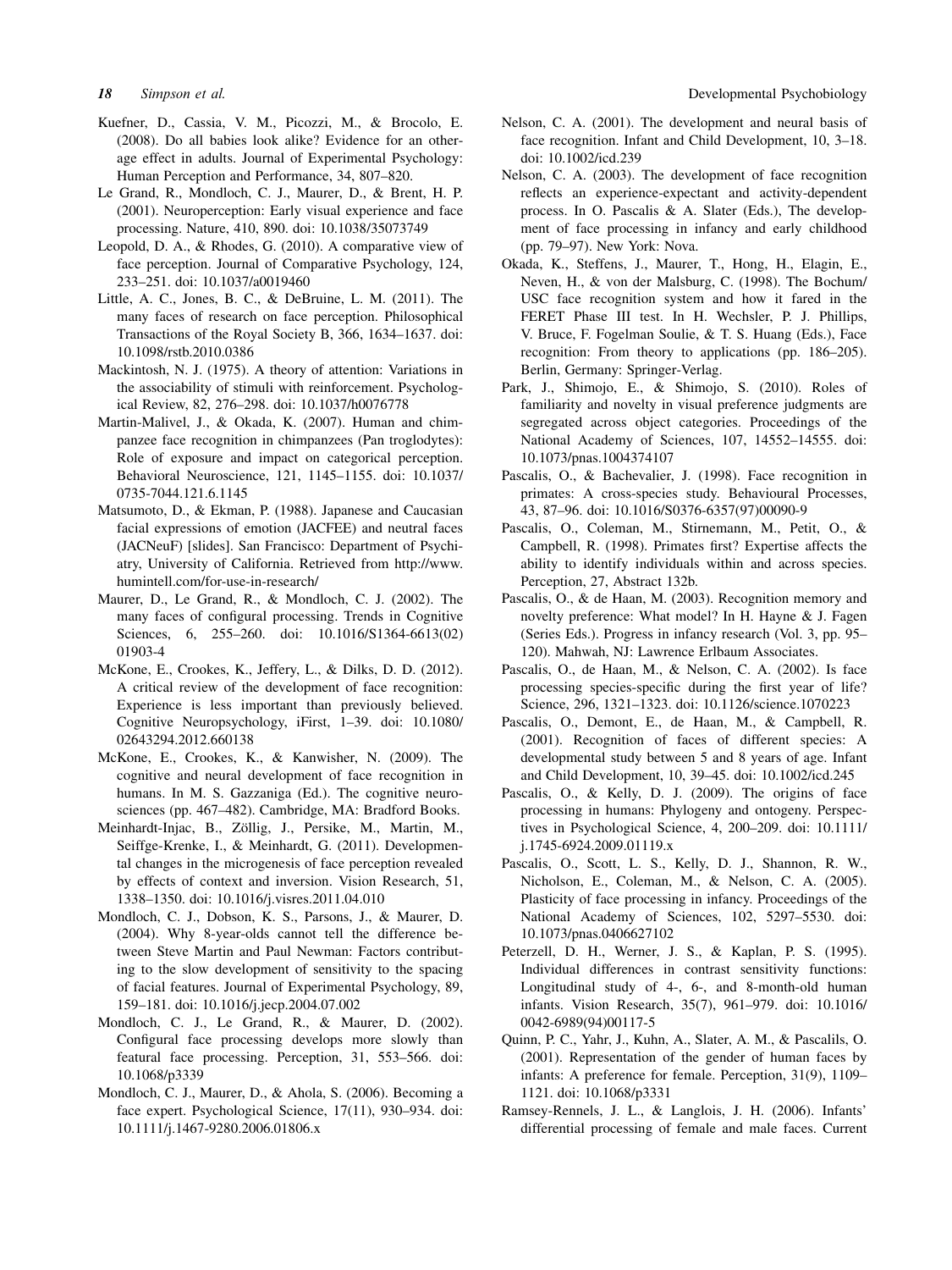Kuefner, D., Cassia, V. M., Picozzi, M., & Brocolo, E. (2008). Do all babies look alike? Evidence for an other-age effect in adults. Journal of Experimental Psychology: Human Perception and Performance, 34, 807–820.

Le Grand, R., Mondloch, C. J., Maurer, D., & Brent, H. P. (2001). Neuroperception: Early visual experience and face processing. Nature, 410, 890. doi: 10.1038/35073749

Leopold, D. A., & Rhodes, G. (2010). A comparative view of face perception. Journal of Comparative Psychology, 124, 233–251. doi: 10.1037/a0019460

Little, A. C., Jones, B. C., & DeBruine, L. M. (2011). The many faces of research on face perception. Philosophical Transactions of the Royal Society B, 366, 1634–1637. doi: 10.1098/rstb.2010.0386

Mackintosh, N. J. (1975). A theory of attention: Variations in the associability of stimuli with reinforcement. Psychological Review, 82, 276–298. doi: 10.1037/h0076778

Martin-Malivel, J., & Okada, K. (2007). Human and chimpanzee face recognition in chimpanzees (Pan troglodytes): Role of exposure and impact on categorical perception. Behavioral Neuroscience, 121, 1145–1155. doi: 10.1037/0735-7044.121.6.1145

Matsumoto, D., & Ekman, P. (1988). Japanese and Caucasian facial expressions of emotion (JACFEE) and neutral faces (JACNeuF) [slides]. San Francisco: Department of Psychiatry, University of California. Retrieved from http://www.humintell.com/for-use-in-research/

Maurer, D., Le Grand, R., & Mondloch, C. J. (2002). The many faces of configural processing. Trends in Cognitive Sciences, 6, 255–260. doi: 10.1016/S1364-6613(02)01903-4

McKone, E., Crookes, K., Jeffery, L., & Dilks, D. D. (2012). A critical review of the development of face recognition: Experience is less important than previously believed. Cognitive Neuropsychology, iFirst, 1–39. doi: 10.1080/02643294.2012.660138

McKone, E., Crookes, K., & Kanwisher, N. (2009). The cognitive and neural development of face recognition in humans. In M. S. Gazzaniga (Ed.). The cognitive neurosciences (pp. 467–482). Cambridge, MA: Bradford Books.

Meinhardt-Injac, B., Zöllig, J., Persike, M., Martin, M., Seiffge-Krenke, I., & Meinhardt, G. (2011). Developmental changes in the microgenesis of face perception revealed by effects of context and inversion. Vision Research, 51, 1338–1350. doi: 10.1016/j.visres.2011.04.010

Mondloch, C. J., Dobson, K. S., Parsons, J., & Maurer, D. (2004). Why 8-year-olds cannot tell the difference between Steve Martin and Paul Newman: Factors contributing to the slow development of sensitivity to the spacing of facial features. Journal of Experimental Psychology, 89, 159–181. doi: 10.1016/j.jecp.2004.07.002

Mondloch, C. J., Le Grand, R., & Maurer, D. (2002). Configural face processing develops more slowly than featural face processing. Perception, 31, 553–566. doi: 10.1068/p3339

Mondloch, C. J., Maurer, D., & Ahola, S. (2006). Becoming a face expert. Psychological Science, 17(11), 930–934. doi: 10.1111/j.1467-9280.2006.01806.x

Nelson, C. A. (2001). The development and neural basis of face recognition. Infant and Child Development, 10, 3–18. doi: 10.1002/icd.239

Nelson, C. A. (2003). The development of face recognition reflects an experience-expectant and activity-dependent process. In O. Pascalis & A. Slater (Eds.), The development of face processing in infancy and early childhood (pp. 79–97). New York: Nova.

Okada, K., Steffens, J., Maurer, T., Hong, H., Elagin, E., Neven, H., & von der Malsburg, C. (1998). The Bochum/USC face recognition system and how it fared in the FERET Phase III test. In H. Wechsler, P. J. Phillips, V. Bruce, F. Fogelman Soulie, & T. S. Huang (Eds.), Face recognition: From theory to applications (pp. 186–205). Berlin, Germany: Springer-Verlag.

Park, J., Shimojo, E., & Shimojo, S. (2010). Roles of familiarity and novelty in visual preference judgments are segregated across object categories. Proceedings of the National Academy of Sciences, 107, 14552–14555. doi: 10.1073/pnas.1004374107

Pascalis, O., & Bachevalier, J. (1998). Face recognition in primates: A cross-species study. Behavioural Processes, 43, 87–96. doi: 10.1016/S0376-6357(97)00090-9

Pascalis, O., Coleman, M., Stirnemann, M., Petit, O., & Campbell, R. (1998). Primates first? Expertise affects the ability to identify individuals within and across species. Perception, 27, Abstract 132b.

Pascalis, O., & de Haan, M. (2003). Recognition memory and novelty preference: What model? In H. Hayne & J. Fagen (Series Eds.). Progress in infancy research (Vol. 3, pp. 95–120). Mahwah, NJ: Lawrence Erlbaum Associates.

Pascalis, O., de Haan, M., & Nelson, C. A. (2002). Is face processing species-specific during the first year of life? Science, 296, 1321–1323. doi: 10.1126/science.1070223

Pascalis, O., Demont, E., de Haan, M., & Campbell, R. (2001). Recognition of faces of different species: A developmental study between 5 and 8 years of age. Infant and Child Development, 10, 39–45. doi: 10.1002/icd.245

Pascalis, O., & Kelly, D. J. (2009). The origins of face processing in humans: Phylogeny and ontogeny. Perspectives in Psychological Science, 4, 200–209. doi: 10.1111/j.1745-6924.2009.01119.x

Pascalis, O., Scott, L. S., Kelly, D. J., Shannon, R. W., Nicholson, E., Coleman, M., & Nelson, C. A. (2005). Plasticity of face processing in infancy. Proceedings of the National Academy of Sciences, 102, 5297–5530. doi: 10.1073/pnas.0406627102

Peterzell, D. H., Werner, J. S., & Kaplan, P. S. (1995). Individual differences in contrast sensitivity functions: Longitudinal study of 4-, 6-, and 8-month-old human infants. Vision Research, 35(7), 961–979. doi: 10.1016/0042-6989(94)00117-5

Quinn, P. C., Yahr, J., Kuhn, A., Slater, A. M., & Pascalils, O. (2001). Representation of the gender of human faces by infants: A preference for female. Perception, 31(9), 1109–1121. doi: 10.1068/p3331

Ramsey-Rennels, J. L., & Langlois, J. H. (2006). Infants' differential processing of female and male faces. Current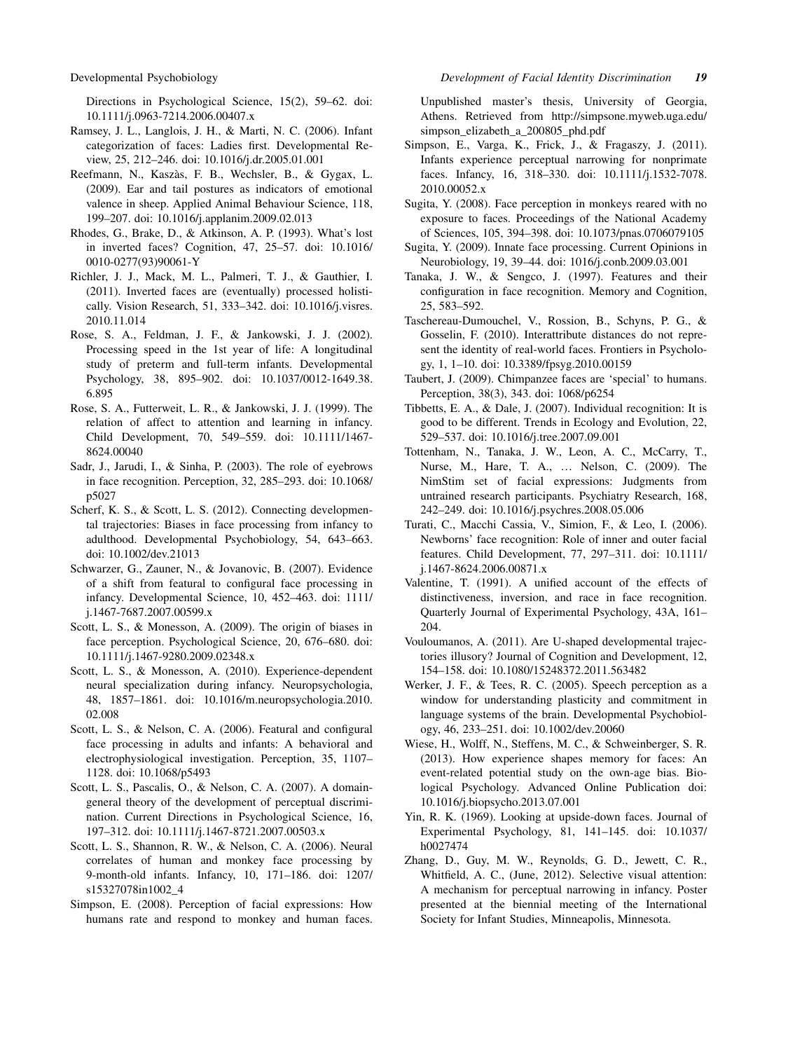Directions in Psychological Science, 15(2), 59–62. doi: 10.1111/j.0963-7214.2006.00407.x

Ramsey, J. L., Langlois, J. H., & Marti, N. C. (2006). Infant categorization of faces: Ladies first. Developmental Review, 25, 212–246. doi: 10.1016/j.dr.2005.01.001

Reefmann, N., Kaszàs, F. B., Wechsler, B., & Gygax, L. (2009). Ear and tail postures as indicators of emotional valence in sheep. Applied Animal Behaviour Science, 118, 199–207. doi: 10.1016/j.applanim.2009.02.013

Rhodes, G., Brake, D., & Atkinson, A. P. (1993). What's lost in inverted faces? Cognition, 47, 25–57. doi: 10.1016/0010-0277(93)90061-Y

Richler, J. J., Mack, M. L., Palmeri, T. J., & Gauthier, I. (2011). Inverted faces are (eventually) processed holistically. Vision Research, 51, 333–342. doi: 10.1016/j.visres.2010.11.014

Rose, S. A., Feldman, J. F., & Jankowski, J. J. (2002). Processing speed in the 1st year of life: A longitudinal study of preterm and full-term infants. Developmental Psychology, 38, 895–902. doi: 10.1037/0012-1649.38.6.895

Rose, S. A., Futterweit, L. R., & Jankowski, J. J. (1999). The relation of affect to attention and learning in infancy. Child Development, 70, 549–559. doi: 10.1111/1467-8624.00040

Sadr, J., Jarudi, I., & Sinha, P. (2003). The role of eyebrows in face recognition. Perception, 32, 285–293. doi: 10.1068/p5027

Scherf, K. S., & Scott, L. S. (2012). Connecting developmental trajectories: Biases in face processing from infancy to adulthood. Developmental Psychobiology, 54, 643–663. doi: 10.1002/dev.21013

Schwarzer, G., Zauner, N., & Jovanovic, B. (2007). Evidence of a shift from featural to configural face processing in infancy. Developmental Science, 10, 452–463. doi: 1111/j.1467-7687.2007.00599.x

Scott, L. S., & Monesson, A. (2009). The origin of biases in face perception. Psychological Science, 20, 676–680. doi: 10.1111/j.1467-9280.2009.02348.x

Scott, L. S., & Monesson, A. (2010). Experience-dependent neural specialization during infancy. Neuropsychologia, 48, 1857–1861. doi: 10.1016/m.neuropsychologia.2010.02.008

Scott, L. S., & Nelson, C. A. (2006). Featural and configural face processing in adults and infants: A behavioral and electrophysiological investigation. Perception, 35, 1107–1128. doi: 10.1068/p5493

Scott, L. S., Pascalis, O., & Nelson, C. A. (2007). A domain-general theory of the development of perceptual discrimination. Current Directions in Psychological Science, 16, 197–312. doi: 10.1111/j.1467-8721.2007.00503.x

Scott, L. S., Shannon, R. W., & Nelson, C. A. (2006). Neural correlates of human and monkey face processing by 9-month-old infants. Infancy, 10, 171–186. doi: 1207/s15327078in1002_4

Simpson, E. (2008). Perception of facial expressions: How humans rate and respond to monkey and human faces. Unpublished master's thesis, University of Georgia, Athens. Retrieved from http://simpsone.myweb.uga.edu/simpson_elizabeth_a_200805_phd.pdf

Simpson, E., Varga, K., Frick, J., & Fragaszy, J. (2011). Infants experience perceptual narrowing for nonprimate faces. Infancy, 16, 318–330. doi: 10.1111/j.1532-7078.2010.00052.x

Sugita, Y. (2008). Face perception in monkeys reared with no exposure to faces. Proceedings of the National Academy of Sciences, 105, 394–398. doi: 10.1073/pnas.0706079105

Sugita, Y. (2009). Innate face processing. Current Opinions in Neurobiology, 19, 39–44. doi: 1016/j.conb.2009.03.001

Tanaka, J. W., & Sengco, J. (1997). Features and their configuration in face recognition. Memory and Cognition, 25, 583–592.

Taschereau-Dumouchel, V., Rossion, B., Schyns, P. G., & Gosselin, F. (2010). Interattribute distances do not represent the identity of real-world faces. Frontiers in Psychology, 1, 1–10. doi: 10.3389/fpsyg.2010.00159

Taubert, J. (2009). Chimpanzee faces are 'special' to humans. Perception, 38(3), 343. doi: 1068/p6254

Tibbetts, E. A., & Dale, J. (2007). Individual recognition: It is good to be different. Trends in Ecology and Evolution, 22, 529–537. doi: 10.1016/j.tree.2007.09.001

Tottenham, N., Tanaka, J. W., Leon, A. C., McCarry, T., Nurse, M., Hare, T. A., … Nelson, C. (2009). The NimStim set of facial expressions: Judgments from untrained research participants. Psychiatry Research, 168, 242–249. doi: 10.1016/j.psychres.2008.05.006

Turati, C., Macchi Cassia, V., Simion, F., & Leo, I. (2006). Newborns' face recognition: Role of inner and outer facial features. Child Development, 77, 297–311. doi: 10.1111/j.1467-8624.2006.00871.x

Valentine, T. (1991). A unified account of the effects of distinctiveness, inversion, and race in face recognition. Quarterly Journal of Experimental Psychology, 43A, 161–204.

Vouloumanos, A. (2011). Are U-shaped developmental trajectories illusory? Journal of Cognition and Development, 12, 154–158. doi: 10.1080/15248372.2011.563482

Werker, J. F., & Tees, R. C. (2005). Speech perception as a window for understanding plasticity and commitment in language systems of the brain. Developmental Psychobiology, 46, 233–251. doi: 10.1002/dev.20060

Wiese, H., Wolff, N., Steffens, M. C., & Schweinberger, S. R. (2013). How experience shapes memory for faces: An event-related potential study on the own-age bias. Biological Psychology. Advanced Online Publication doi: 10.1016/j.biopsycho.2013.07.001

Yin, R. K. (1969). Looking at upside-down faces. Journal of Experimental Psychology, 81, 141–145. doi: 10.1037/h0027474

Zhang, D., Guy, M. W., Reynolds, G. D., Jewett, C. R., Whitfield, A. C., (June, 2012). Selective visual attention: A mechanism for perceptual narrowing in infancy. Poster presented at the biennial meeting of the International Society for Infant Studies, Minneapolis, Minnesota.